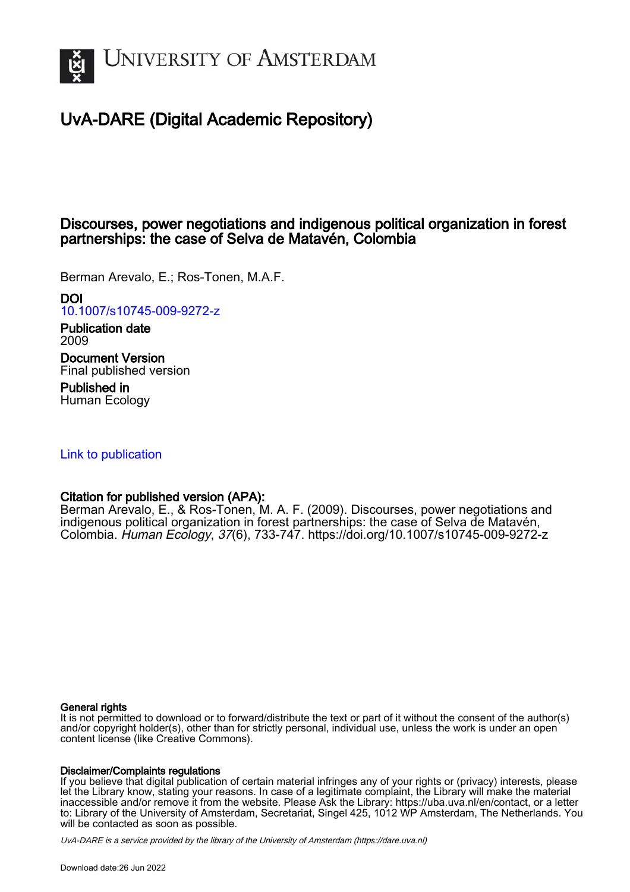# UvA-DARE (Digital Academic Repository)

## Discourses, power negotiations and indigenous political organization in forest partnerships: the case of Selva de Matavén, Colombia

Berman Arevalo, E.; Ros-Tonen, M.A.F.

**DOI**
10.1007/s10745-009-9272-z

**Publication date**
2009

**Document Version**
Final published version

**Published in**
Human Ecology

Link to publication

**Citation for published version (APA):**
Berman Arevalo, E., & Ros-Tonen, M. A. F. (2009). Discourses, power negotiations and indigenous political organization in forest partnerships: the case of Selva de Matavén, Colombia. *Human Ecology*, *37*(6), 733-747. https://doi.org/10.1007/s10745-009-9272-z

**General rights**
It is not permitted to download or to forward/distribute the text or part of it without the consent of the author(s) and/or copyright holder(s), other than for strictly personal, individual use, unless the work is under an open content license (like Creative Commons).

**Disclaimer/Complaints regulations**
If you believe that digital publication of certain material infringes any of your rights or (privacy) interests, please let the Library know, stating your reasons. In case of a legitimate complaint, the Library will make the material inaccessible and/or remove it from the website. Please Ask the Library: https://uba.uva.nl/en/contact, or a letter to: Library of the University of Amsterdam, Secretariat, Singel 425, 1012 WP Amsterdam, The Netherlands. You will be contacted as soon as possible.

*UvA-DARE is a service provided by the library of the University of Amsterdam (https://dare.uva.nl)*

Download date:26 Jun 2022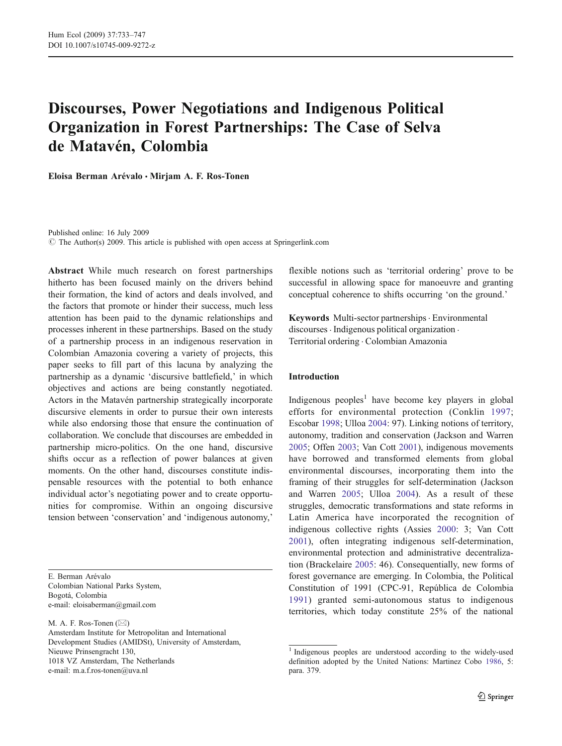# Discourses, Power Negotiations and Indigenous Political Organization in Forest Partnerships: The Case of Selva de Matavén, Colombia

**Eloisa Berman Arévalo · Mirjam A. F. Ros-Tonen**

Published online: 16 July 2009
© The Author(s) 2009. This article is published with open access at Springerlink.com

**Abstract** While much research on forest partnerships hitherto has been focused mainly on the drivers behind their formation, the kind of actors and deals involved, and the factors that promote or hinder their success, much less attention has been paid to the dynamic relationships and processes inherent in these partnerships. Based on the study of a partnership process in an indigenous reservation in Colombian Amazonia covering a variety of projects, this paper seeks to fill part of this lacuna by analyzing the partnership as a dynamic 'discursive battlefield,' in which objectives and actions are being constantly negotiated. Actors in the Matavén partnership strategically incorporate discursive elements in order to pursue their own interests while also endorsing those that ensure the continuation of collaboration. We conclude that discourses are embedded in partnership micro-politics. On the one hand, discursive shifts occur as a reflection of power balances at given moments. On the other hand, discourses constitute indispensable resources with the potential to both enhance individual actor's negotiating power and to create opportunities for compromise. Within an ongoing discursive tension between 'conservation' and 'indigenous autonomy,' flexible notions such as 'territorial ordering' prove to be successful in allowing space for manoeuvre and granting conceptual coherence to shifts occurring 'on the ground.'

**Keywords** Multi-sector partnerships · Environmental discourses · Indigenous political organization · Territorial ordering · Colombian Amazonia

E. Berman Arévalo
Colombian National Parks System,
Bogotá, Colombia
e-mail: eloisaberman@gmail.com

M. A. F. Ros-Tonen (✉)
Amsterdam Institute for Metropolitan and International Development Studies (AMIDSt), University of Amsterdam,
Nieuwe Prinsengracht 130,
1018 VZ Amsterdam, The Netherlands
e-mail: m.a.f.ros-tonen@uva.nl

## Introduction

Indigenous peoples[1] have become key players in global efforts for environmental protection (Conklin 1997; Escobar 1998; Ulloa 2004: 97). Linking notions of territory, autonomy, tradition and conservation (Jackson and Warren 2005; Offen 2003; Van Cott 2001), indigenous movements have borrowed and transformed elements from global environmental discourses, incorporating them into the framing of their struggles for self-determination (Jackson and Warren 2005; Ulloa 2004). As a result of these struggles, democratic transformations and state reforms in Latin America have incorporated the recognition of indigenous collective rights (Assies 2000: 3; Van Cott 2001), often integrating indigenous self-determination, environmental protection and administrative decentralization (Brackelaire 2005: 46). Consequentially, new forms of forest governance are emerging. In Colombia, the Political Constitution of 1991 (CPC-91, República de Colombia 1991) granted semi-autonomous status to indigenous territories, which today constitute 25% of the national

[1] Indigenous peoples are understood according to the widely-used definition adopted by the United Nations: Martinez Cobo 1986, 5: para. 379.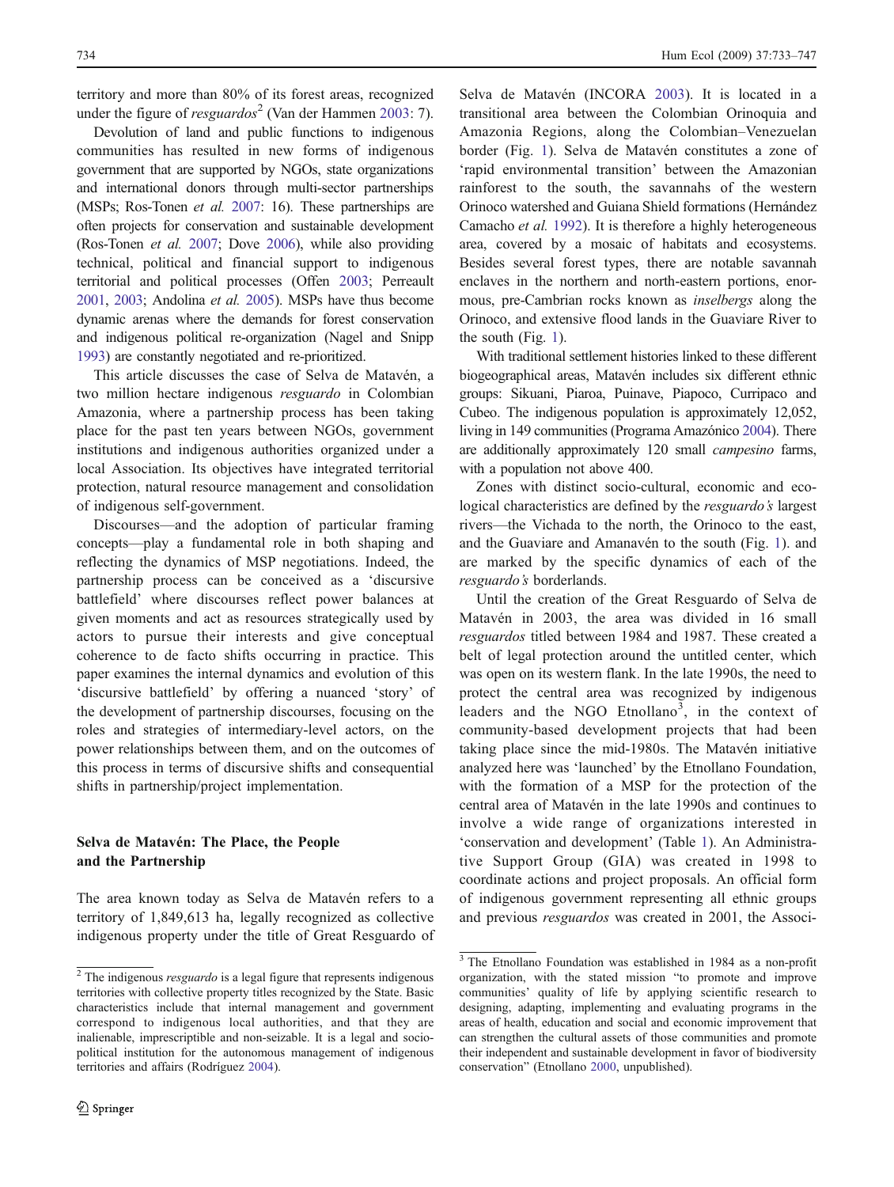territory and more than 80% of its forest areas, recognized under the figure of *resguardos*[2] (Van der Hammen 2003: 7).

Devolution of land and public functions to indigenous communities has resulted in new forms of indigenous government that are supported by NGOs, state organizations and international donors through multi-sector partnerships (MSPs; Ros-Tonen *et al.* 2007: 16). These partnerships are often projects for conservation and sustainable development (Ros-Tonen *et al.* 2007; Dove 2006), while also providing technical, political and financial support to indigenous territorial and political processes (Offen 2003; Perreault 2001, 2003; Andolina *et al.* 2005). MSPs have thus become dynamic arenas where the demands for forest conservation and indigenous political re-organization (Nagel and Snipp 1993) are constantly negotiated and re-prioritized.

This article discusses the case of Selva de Matavén, a two million hectare indigenous *resguardo* in Colombian Amazonia, where a partnership process has been taking place for the past ten years between NGOs, government institutions and indigenous authorities organized under a local Association. Its objectives have integrated territorial protection, natural resource management and consolidation of indigenous self-government.

Discourses—and the adoption of particular framing concepts—play a fundamental role in both shaping and reflecting the dynamics of MSP negotiations. Indeed, the partnership process can be conceived as a 'discursive battlefield' where discourses reflect power balances at given moments and act as resources strategically used by actors to pursue their interests and give conceptual coherence to de facto shifts occurring in practice. This paper examines the internal dynamics and evolution of this 'discursive battlefield' by offering a nuanced 'story' of the development of partnership discourses, focusing on the roles and strategies of intermediary-level actors, on the power relationships between them, and on the outcomes of this process in terms of discursive shifts and consequential shifts in partnership/project implementation.

## Selva de Matavén: The Place, the People and the Partnership

The area known today as Selva de Matavén refers to a territory of 1,849,613 ha, legally recognized as collective indigenous property under the title of Great Resguardo of Selva de Matavén (INCORA 2003). It is located in a transitional area between the Colombian Orinoquia and Amazonia Regions, along the Colombian–Venezuelan border (Fig. 1). Selva de Matavén constitutes a zone of 'rapid environmental transition' between the Amazonian rainforest to the south, the savannahs of the western Orinoco watershed and Guiana Shield formations (Hernández Camacho *et al.* 1992). It is therefore a highly heterogeneous area, covered by a mosaic of habitats and ecosystems. Besides several forest types, there are notable savannah enclaves in the northern and north-eastern portions, enormous, pre-Cambrian rocks known as *inselbergs* along the Orinoco, and extensive flood lands in the Guaviare River to the south (Fig. 1).

With traditional settlement histories linked to these different biogeographical areas, Matavén includes six different ethnic groups: Sikuani, Piaroa, Puinave, Piapoco, Curripaco and Cubeo. The indigenous population is approximately 12,052, living in 149 communities (Programa Amazónico 2004). There are additionally approximately 120 small *campesino* farms, with a population not above 400.

Zones with distinct socio-cultural, economic and ecological characteristics are defined by the *resguardo's* largest rivers—the Vichada to the north, the Orinoco to the east, and the Guaviare and Amanavén to the south (Fig. 1). and are marked by the specific dynamics of each of the *resguardo's* borderlands.

Until the creation of the Great Resguardo of Selva de Matavén in 2003, the area was divided in 16 small *resguardos* titled between 1984 and 1987. These created a belt of legal protection around the untitled center, which was open on its western flank. In the late 1990s, the need to protect the central area was recognized by indigenous leaders and the NGO Etnollano[3], in the context of community-based development projects that had been taking place since the mid-1980s. The Matavén initiative analyzed here was 'launched' by the Etnollano Foundation, with the formation of a MSP for the protection of the central area of Matavén in the late 1990s and continues to involve a wide range of organizations interested in 'conservation and development' (Table 1). An Administrative Support Group (GIA) was created in 1998 to coordinate actions and project proposals. An official form of indigenous government representing all ethnic groups and previous *resguardos* was created in 2001, the Associ-

---

[2] The indigenous *resguardo* is a legal figure that represents indigenous territories with collective property titles recognized by the State. Basic characteristics include that internal management and government correspond to indigenous local authorities, and that they are inalienable, imprescriptible and non-seizable. It is a legal and socio-political institution for the autonomous management of indigenous territories and affairs (Rodríguez 2004).

[3] The Etnollano Foundation was established in 1984 as a non-profit organization, with the stated mission "to promote and improve communities' quality of life by applying scientific research to designing, adapting, implementing and evaluating programs in the areas of health, education and social and economic improvement that can strengthen the cultural assets of those communities and promote their independent and sustainable development in favor of biodiversity conservation" (Etnollano 2000, unpublished).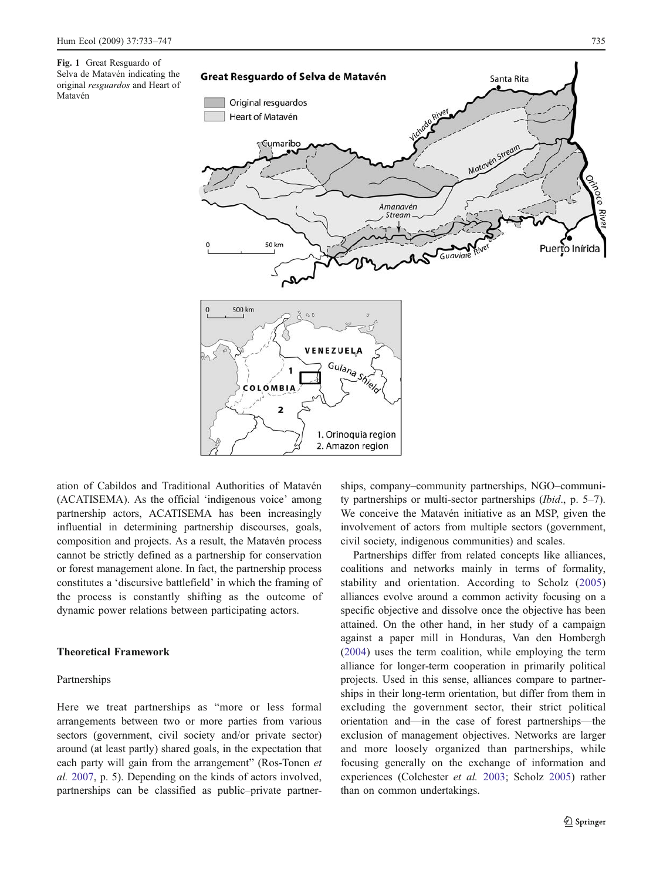Fig. 1 Great Resguardo of Selva de Matavén indicating the original *resguardos* and Heart of Matavén

ation of Cabildos and Traditional Authorities of Matavén (ACATISEMA). As the official 'indigenous voice' among partnership actors, ACATISEMA has been increasingly influential in determining partnership discourses, goals, composition and projects. As a result, the Matavén process cannot be strictly defined as a partnership for conservation or forest management alone. In fact, the partnership process constitutes a 'discursive battlefield' in which the framing of the process is constantly shifting as the outcome of dynamic power relations between participating actors.

## Theoretical Framework

### Partnerships

Here we treat partnerships as "more or less formal arrangements between two or more parties from various sectors (government, civil society and/or private sector) around (at least partly) shared goals, in the expectation that each party will gain from the arrangement" (Ros-Tonen *et al.* 2007, p. 5). Depending on the kinds of actors involved, partnerships can be classified as public–private partnerships, company–community partnerships, NGO–community partnerships or multi-sector partnerships (*Ibid*., p. 5–7). We conceive the Matavén initiative as an MSP, given the involvement of actors from multiple sectors (government, civil society, indigenous communities) and scales.

Partnerships differ from related concepts like alliances, coalitions and networks mainly in terms of formality, stability and orientation. According to Scholz (2005) alliances evolve around a common activity focusing on a specific objective and dissolve once the objective has been attained. On the other hand, in her study of a campaign against a paper mill in Honduras, Van den Hombergh (2004) uses the term coalition, while employing the term alliance for longer-term cooperation in primarily political projects. Used in this sense, alliances compare to partnerships in their long-term orientation, but differ from them in excluding the government sector, their strict political orientation and—in the case of forest partnerships—the exclusion of management objectives. Networks are larger and more loosely organized than partnerships, while focusing generally on the exchange of information and experiences (Colchester *et al.* 2003; Scholz 2005) rather than on common undertakings.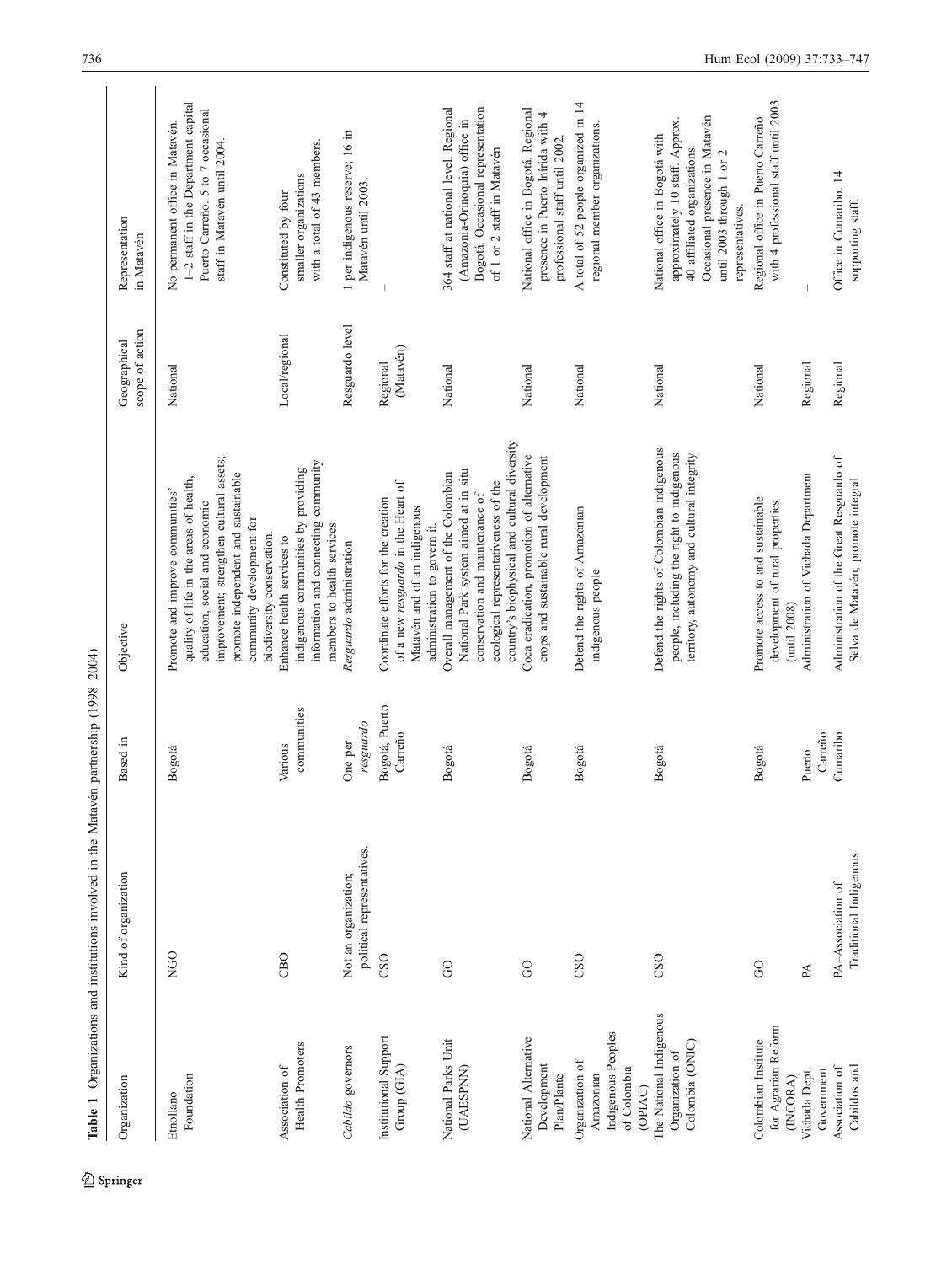**Table 1** Organizations and institutions involved in the Matavén partnership (1998–2004)

| Organization | Kind of organization | Based in | Objective | Geographical scope of action | Representation in Matavén |
|---|---|---|---|---|---|
| Etnollano Foundation | NGO | Bogotá | Promote and improve communities' quality of life in the areas of health, education, social and economic improvement; strengthen cultural assets; promote independent and sustainable community development for biodiversity conservation. | National | No permanent office in Matavén. 1–2 staff in the Department capital Puerto Carreño. 5 to 7 occasional staff in Matavén until 2004. |
| Association of Health Promoters | CBO | Various communities | Enhance health services to indigenous communities by providing information and connecting community members to health services | Local/regional | Constituted by four smaller organizations with a total of 43 members. |
| *Cabildo* governors | Not an organization; political representatives. | One per *resguardo* | *Resguardo* administration | Resguardo level | 1 per indigenous reserve; 16 in Matavén until 2003. |
| Institutional Support Group (GIA) | CSO | Bogotá, Puerto Carreño | Coordinate efforts for the creation of a new *resguardo* in the Heart of Matavén and of an indigenous administration to govern it. | Regional (Matavén) | – |
| National Parks Unit (UAESPNN) | GO | Bogotá | Overall management of the Colombian National Park system aimed at in situ conservation and maintenance of ecological representativeness of the country's biophysical and cultural diversity | National | 364 staff at national level. Regional (Amazonia-Orinoquia) office in Bogotá. Occasional representation of 1 or 2 staff in Matavén |
| National Alternative Development Plan/Plante | GO | Bogotá | Coca eradication, promotion of alternative crops and sustainable rural development | National | National office in Bogotá. Regional presence in Puerto Inírida with 4 professional staff until 2002. |
| Organization of Amazonian Indigenous Peoples of Colombia (OPIAC) | CSO | Bogotá | Defend the rights of Amazonian indigenous people | National | A total of 52 people organized in 14 regional member organizations. |
| The National Indigenous Organization of Colombia (ONIC) | CSO | Bogotá | Defend the rights of Colombian indigenous people, including the right to indigenous territory, autonomy and cultural integrity | National | National office in Bogotá with approximately 10 staff. Approx. 40 affiliated organizations. Occasional presence in Matavén until 2003 through 1 or 2 representatives. |
| Colombian Institute for Agrarian Reform (INCORA) | GO | Bogotá | Promote access to and sustainable development of rural properties (until 2008) | National | Regional office in Puerto Carreño with 4 professional staff until 2003. |
| Vichada Dept. Government | PA | Puerto Carreño | Administration of Vichada Department | Regional | – |
| Association of Cabildos and | PA–Association of Traditional Indigenous | Cumaribo | Administration of the Great Resguardo of Selva de Matavén; promote integral | Regional | Office in Cumaribo. 14 supporting staff. |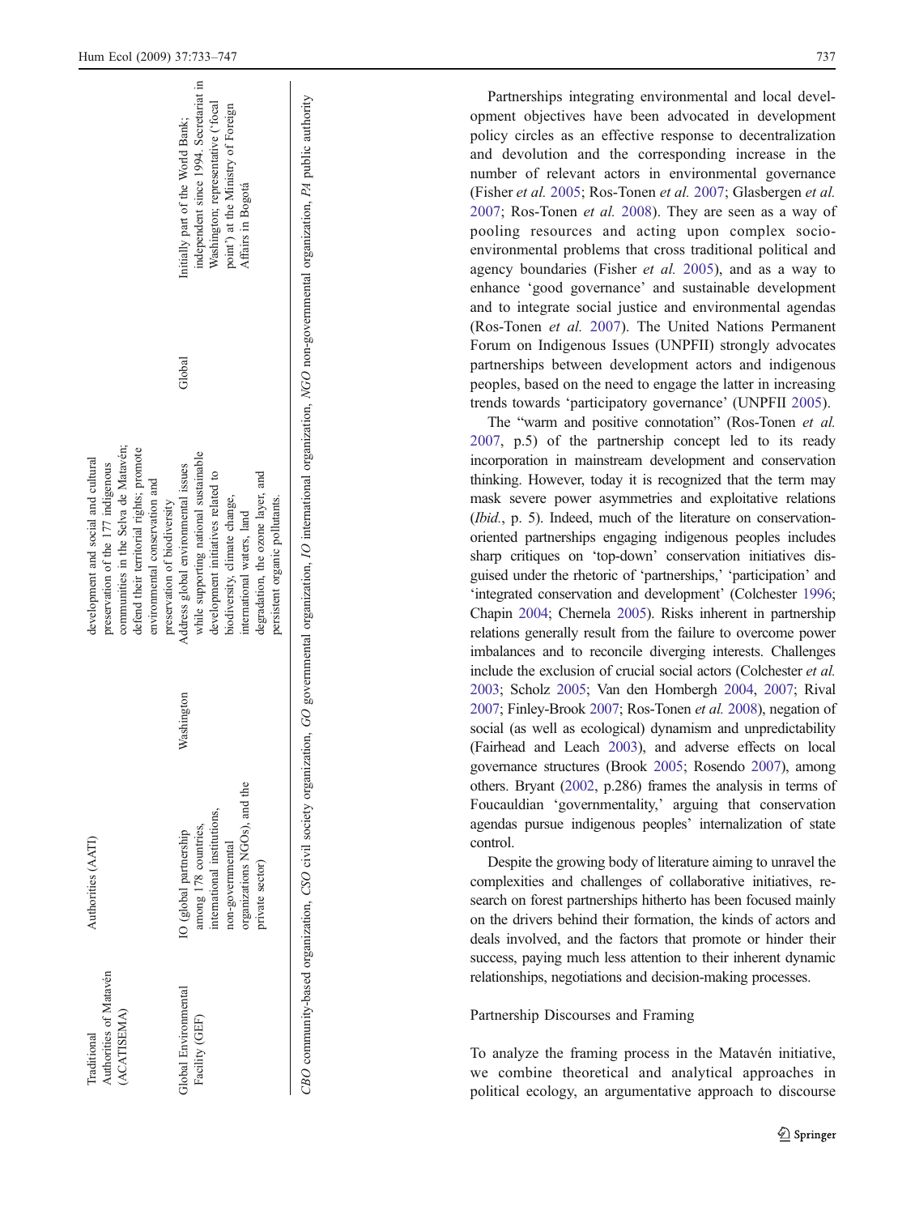| Traditional Authorities of Matavén (ACATISEMA) | Authorities (AATI) | | development and social and cultural preservation of the 177 indigenous communities in the Selva de Matavén; defend their territorial rights; promote environmental conservation and preservation of biodiversity | |
|---|---|---|---|---|
| Global Environmental Facility (GEF) | IO (global partnership among 178 countries, international institutions, non-governmental organizations NGOs), and the private sector) | Washington | Address global environmental issues while supporting national sustainable development initiatives related to biodiversity, climate change, international waters, land degradation, the ozone layer, and persistent organic pollutants. | Global | Initially part of the World Bank; independent since 1994. Secretariat in Washington; representative ('focal point') at the Ministry of Foreign Affairs in Bogotá |

*CBO* community-based organization, *CSO* civil society organization, *GO* governmental organization, *IO* international organization, *NGO* non-governmental organization, *PA* public authority

Partnerships integrating environmental and local development objectives have been advocated in development policy circles as an effective response to decentralization and devolution and the corresponding increase in the number of relevant actors in environmental governance (Fisher *et al.* 2005; Ros-Tonen *et al.* 2007; Glasbergen *et al.* 2007; Ros-Tonen *et al.* 2008). They are seen as a way of pooling resources and acting upon complex socio-environmental problems that cross traditional political and agency boundaries (Fisher *et al.* 2005), and as a way to enhance 'good governance' and sustainable development and to integrate social justice and environmental agendas (Ros-Tonen *et al.* 2007). The United Nations Permanent Forum on Indigenous Issues (UNPFII) strongly advocates partnerships between development actors and indigenous peoples, based on the need to engage the latter in increasing trends towards 'participatory governance' (UNPFII 2005).

The "warm and positive connotation" (Ros-Tonen *et al.* 2007, p.5) of the partnership concept led to its ready incorporation in mainstream development and conservation thinking. However, today it is recognized that the term may mask severe power asymmetries and exploitative relations (*Ibid.*, p. 5). Indeed, much of the literature on conservation-oriented partnerships engaging indigenous peoples includes sharp critiques on 'top-down' conservation initiatives disguised under the rhetoric of 'partnerships,' 'participation' and 'integrated conservation and development' (Colchester 1996; Chapin 2004; Chernela 2005). Risks inherent in partnership relations generally result from the failure to overcome power imbalances and to reconcile diverging interests. Challenges include the exclusion of crucial social actors (Colchester *et al.* 2003; Scholz 2005; Van den Hombergh 2004, 2007; Rival 2007; Finley-Brook 2007; Ros-Tonen *et al.* 2008), negation of social (as well as ecological) dynamism and unpredictability (Fairhead and Leach 2003), and adverse effects on local governance structures (Brook 2005; Rosendo 2007), among others. Bryant (2002, p.286) frames the analysis in terms of Foucauldian 'governmentality,' arguing that conservation agendas pursue indigenous peoples' internalization of state control.

Despite the growing body of literature aiming to unravel the complexities and challenges of collaborative initiatives, research on forest partnerships hitherto has been focused mainly on the drivers behind their formation, the kinds of actors and deals involved, and the factors that promote or hinder their success, paying much less attention to their inherent dynamic relationships, negotiations and decision-making processes.

## Partnership Discourses and Framing

To analyze the framing process in the Matavén initiative, we combine theoretical and analytical approaches in political ecology, an argumentative approach to discourse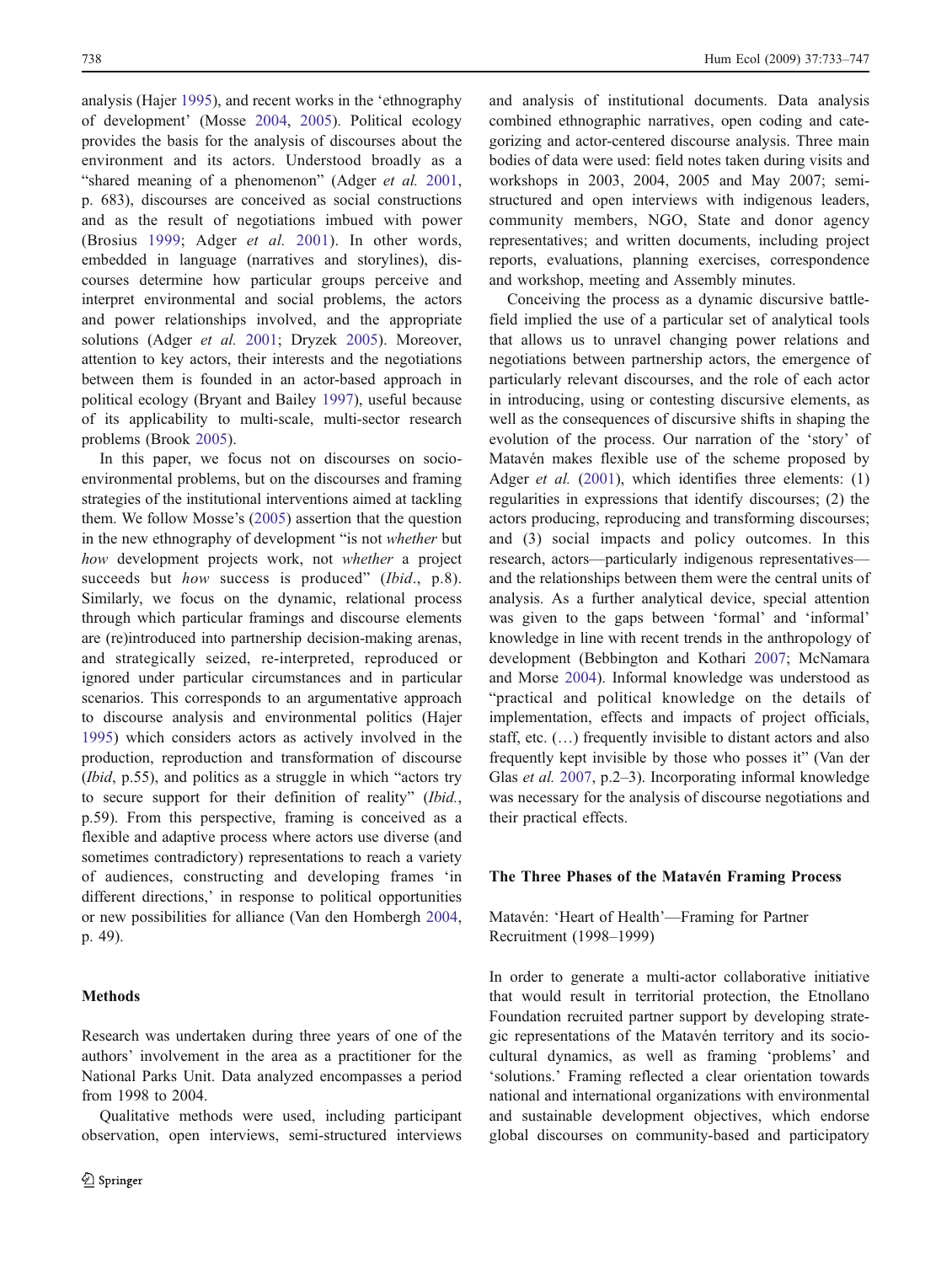analysis (Hajer 1995), and recent works in the 'ethnography of development' (Mosse 2004, 2005). Political ecology provides the basis for the analysis of discourses about the environment and its actors. Understood broadly as a "shared meaning of a phenomenon" (Adger *et al.* 2001, p. 683), discourses are conceived as social constructions and as the result of negotiations imbued with power (Brosius 1999; Adger *et al.* 2001). In other words, embedded in language (narratives and storylines), discourses determine how particular groups perceive and interpret environmental and social problems, the actors and power relationships involved, and the appropriate solutions (Adger *et al.* 2001; Dryzek 2005). Moreover, attention to key actors, their interests and the negotiations between them is founded in an actor-based approach in political ecology (Bryant and Bailey 1997), useful because of its applicability to multi-scale, multi-sector research problems (Brook 2005).

In this paper, we focus not on discourses on socio-environmental problems, but on the discourses and framing strategies of the institutional interventions aimed at tackling them. We follow Mosse's (2005) assertion that the question in the new ethnography of development "is not *whether* but *how* development projects work, not *whether* a project succeeds but *how* success is produced" (*Ibid*., p.8). Similarly, we focus on the dynamic, relational process through which particular framings and discourse elements are (re)introduced into partnership decision-making arenas, and strategically seized, re-interpreted, reproduced or ignored under particular circumstances and in particular scenarios. This corresponds to an argumentative approach to discourse analysis and environmental politics (Hajer 1995) which considers actors as actively involved in the production, reproduction and transformation of discourse (*Ibid*, p.55), and politics as a struggle in which "actors try to secure support for their definition of reality" (*Ibid.*, p.59). From this perspective, framing is conceived as a flexible and adaptive process where actors use diverse (and sometimes contradictory) representations to reach a variety of audiences, constructing and developing frames 'in different directions,' in response to political opportunities or new possibilities for alliance (Van den Hombergh 2004, p. 49).

## Methods

Research was undertaken during three years of one of the authors' involvement in the area as a practitioner for the National Parks Unit. Data analyzed encompasses a period from 1998 to 2004.

Qualitative methods were used, including participant observation, open interviews, semi-structured interviews and analysis of institutional documents. Data analysis combined ethnographic narratives, open coding and categorizing and actor-centered discourse analysis. Three main bodies of data were used: field notes taken during visits and workshops in 2003, 2004, 2005 and May 2007; semi-structured and open interviews with indigenous leaders, community members, NGO, State and donor agency representatives; and written documents, including project reports, evaluations, planning exercises, correspondence and workshop, meeting and Assembly minutes.

Conceiving the process as a dynamic discursive battlefield implied the use of a particular set of analytical tools that allows us to unravel changing power relations and negotiations between partnership actors, the emergence of particularly relevant discourses, and the role of each actor in introducing, using or contesting discursive elements, as well as the consequences of discursive shifts in shaping the evolution of the process. Our narration of the 'story' of Matavén makes flexible use of the scheme proposed by Adger *et al.* (2001), which identifies three elements: (1) regularities in expressions that identify discourses; (2) the actors producing, reproducing and transforming discourses; and (3) social impacts and policy outcomes. In this research, actors—particularly indigenous representatives—and the relationships between them were the central units of analysis. As a further analytical device, special attention was given to the gaps between 'formal' and 'informal' knowledge in line with recent trends in the anthropology of development (Bebbington and Kothari 2007; McNamara and Morse 2004). Informal knowledge was understood as "practical and political knowledge on the details of implementation, effects and impacts of project officials, staff, etc. (…) frequently invisible to distant actors and also frequently kept invisible by those who posses it" (Van der Glas *et al.* 2007, p.2–3). Incorporating informal knowledge was necessary for the analysis of discourse negotiations and their practical effects.

## The Three Phases of the Matavén Framing Process

### Matavén: 'Heart of Health'—Framing for Partner Recruitment (1998–1999)

In order to generate a multi-actor collaborative initiative that would result in territorial protection, the Etnollano Foundation recruited partner support by developing strategic representations of the Matavén territory and its socio-cultural dynamics, as well as framing 'problems' and 'solutions.' Framing reflected a clear orientation towards national and international organizations with environmental and sustainable development objectives, which endorse global discourses on community-based and participatory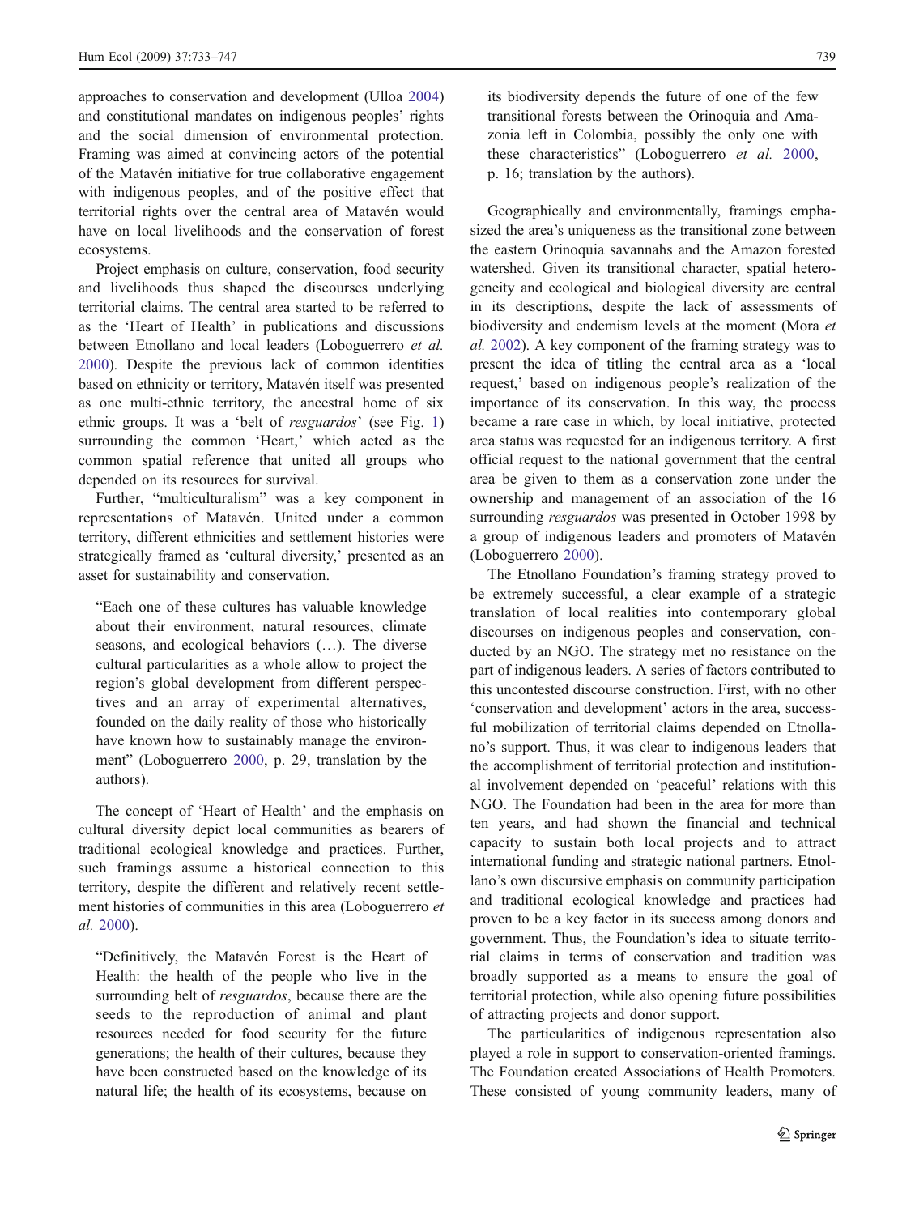approaches to conservation and development (Ulloa 2004) and constitutional mandates on indigenous peoples' rights and the social dimension of environmental protection. Framing was aimed at convincing actors of the potential of the Matavén initiative for true collaborative engagement with indigenous peoples, and of the positive effect that territorial rights over the central area of Matavén would have on local livelihoods and the conservation of forest ecosystems.

Project emphasis on culture, conservation, food security and livelihoods thus shaped the discourses underlying territorial claims. The central area started to be referred to as the 'Heart of Health' in publications and discussions between Etnollano and local leaders (Loboguerrero *et al.* 2000). Despite the previous lack of common identities based on ethnicity or territory, Matavén itself was presented as one multi-ethnic territory, the ancestral home of six ethnic groups. It was a 'belt of *resguardos*' (see Fig. 1) surrounding the common 'Heart,' which acted as the common spatial reference that united all groups who depended on its resources for survival.

Further, "multiculturalism" was a key component in representations of Matavén. United under a common territory, different ethnicities and settlement histories were strategically framed as 'cultural diversity,' presented as an asset for sustainability and conservation.

> "Each one of these cultures has valuable knowledge about their environment, natural resources, climate seasons, and ecological behaviors (…). The diverse cultural particularities as a whole allow to project the region's global development from different perspectives and an array of experimental alternatives, founded on the daily reality of those who historically have known how to sustainably manage the environment" (Loboguerrero 2000, p. 29, translation by the authors).

The concept of 'Heart of Health' and the emphasis on cultural diversity depict local communities as bearers of traditional ecological knowledge and practices. Further, such framings assume a historical connection to this territory, despite the different and relatively recent settlement histories of communities in this area (Loboguerrero *et al.* 2000).

> "Definitively, the Matavén Forest is the Heart of Health: the health of the people who live in the surrounding belt of *resguardos*, because there are the seeds to the reproduction of animal and plant resources needed for food security for the future generations; the health of their cultures, because they have been constructed based on the knowledge of its natural life; the health of its ecosystems, because on its biodiversity depends the future of one of the few transitional forests between the Orinoquia and Amazonia left in Colombia, possibly the only one with these characteristics" (Loboguerrero *et al.* 2000, p. 16; translation by the authors).

Geographically and environmentally, framings emphasized the area's uniqueness as the transitional zone between the eastern Orinoquia savannahs and the Amazon forested watershed. Given its transitional character, spatial heterogeneity and ecological and biological diversity are central in its descriptions, despite the lack of assessments of biodiversity and endemism levels at the moment (Mora *et al.* 2002). A key component of the framing strategy was to present the idea of titling the central area as a 'local request,' based on indigenous people's realization of the importance of its conservation. In this way, the process became a rare case in which, by local initiative, protected area status was requested for an indigenous territory. A first official request to the national government that the central area be given to them as a conservation zone under the ownership and management of an association of the 16 surrounding *resguardos* was presented in October 1998 by a group of indigenous leaders and promoters of Matavén (Loboguerrero 2000).

The Etnollano Foundation's framing strategy proved to be extremely successful, a clear example of a strategic translation of local realities into contemporary global discourses on indigenous peoples and conservation, conducted by an NGO. The strategy met no resistance on the part of indigenous leaders. A series of factors contributed to this uncontested discourse construction. First, with no other 'conservation and development' actors in the area, successful mobilization of territorial claims depended on Etnollano's support. Thus, it was clear to indigenous leaders that the accomplishment of territorial protection and institutional involvement depended on 'peaceful' relations with this NGO. The Foundation had been in the area for more than ten years, and had shown the financial and technical capacity to sustain both local projects and to attract international funding and strategic national partners. Etnollano's own discursive emphasis on community participation and traditional ecological knowledge and practices had proven to be a key factor in its success among donors and government. Thus, the Foundation's idea to situate territorial claims in terms of conservation and tradition was broadly supported as a means to ensure the goal of territorial protection, while also opening future possibilities of attracting projects and donor support.

The particularities of indigenous representation also played a role in support to conservation-oriented framings. The Foundation created Associations of Health Promoters. These consisted of young community leaders, many of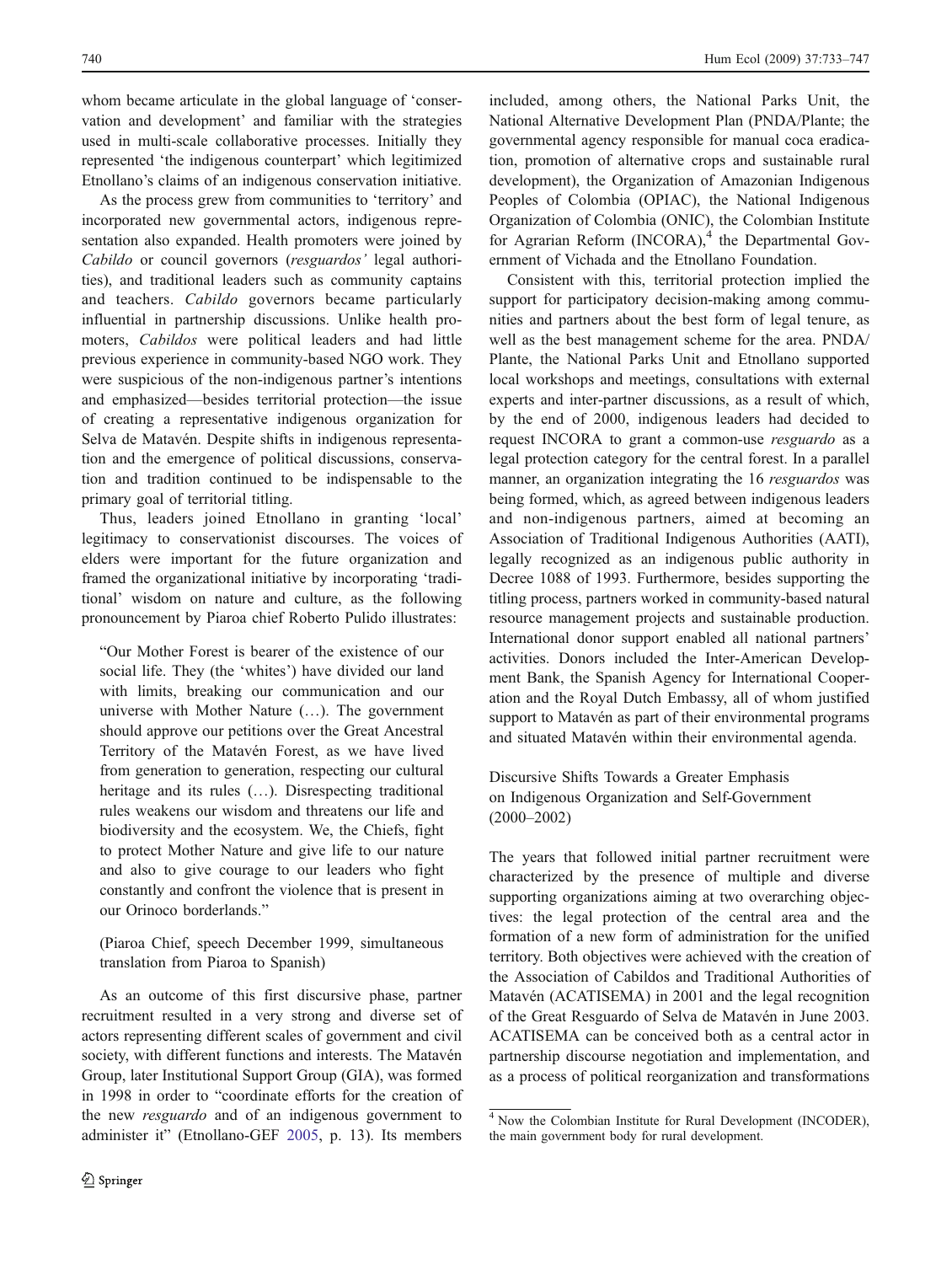whom became articulate in the global language of 'conservation and development' and familiar with the strategies used in multi-scale collaborative processes. Initially they represented 'the indigenous counterpart' which legitimized Etnollano's claims of an indigenous conservation initiative.

As the process grew from communities to 'territory' and incorporated new governmental actors, indigenous representation also expanded. Health promoters were joined by *Cabildo* or council governors (*resguardos'* legal authorities), and traditional leaders such as community captains and teachers. *Cabildo* governors became particularly influential in partnership discussions. Unlike health promoters, *Cabildos* were political leaders and had little previous experience in community-based NGO work. They were suspicious of the non-indigenous partner's intentions and emphasized—besides territorial protection—the issue of creating a representative indigenous organization for Selva de Matavén. Despite shifts in indigenous representation and the emergence of political discussions, conservation and tradition continued to be indispensable to the primary goal of territorial titling.

Thus, leaders joined Etnollano in granting 'local' legitimacy to conservationist discourses. The voices of elders were important for the future organization and framed the organizational initiative by incorporating 'traditional' wisdom on nature and culture, as the following pronouncement by Piaroa chief Roberto Pulido illustrates:

> "Our Mother Forest is bearer of the existence of our social life. They (the 'whites') have divided our land with limits, breaking our communication and our universe with Mother Nature (…). The government should approve our petitions over the Great Ancestral Territory of the Matavén Forest, as we have lived from generation to generation, respecting our cultural heritage and its rules (…). Disrespecting traditional rules weakens our wisdom and threatens our life and biodiversity and the ecosystem. We, the Chiefs, fight to protect Mother Nature and give life to our nature and also to give courage to our leaders who fight constantly and confront the violence that is present in our Orinoco borderlands."
>
> (Piaroa Chief, speech December 1999, simultaneous translation from Piaroa to Spanish)

As an outcome of this first discursive phase, partner recruitment resulted in a very strong and diverse set of actors representing different scales of government and civil society, with different functions and interests. The Matavén Group, later Institutional Support Group (GIA), was formed in 1998 in order to "coordinate efforts for the creation of the new *resguardo* and of an indigenous government to administer it" (Etnollano-GEF 2005, p. 13). Its members included, among others, the National Parks Unit, the National Alternative Development Plan (PNDA/Plante; the governmental agency responsible for manual coca eradication, promotion of alternative crops and sustainable rural development), the Organization of Amazonian Indigenous Peoples of Colombia (OPIAC), the National Indigenous Organization of Colombia (ONIC), the Colombian Institute for Agrarian Reform (INCORA),[4] the Departmental Government of Vichada and the Etnollano Foundation.

Consistent with this, territorial protection implied the support for participatory decision-making among communities and partners about the best form of legal tenure, as well as the best management scheme for the area. PNDA/Plante, the National Parks Unit and Etnollano supported local workshops and meetings, consultations with external experts and inter-partner discussions, as a result of which, by the end of 2000, indigenous leaders had decided to request INCORA to grant a common-use *resguardo* as a legal protection category for the central forest. In a parallel manner, an organization integrating the 16 *resguardos* was being formed, which, as agreed between indigenous leaders and non-indigenous partners, aimed at becoming an Association of Traditional Indigenous Authorities (AATI), legally recognized as an indigenous public authority in Decree 1088 of 1993. Furthermore, besides supporting the titling process, partners worked in community-based natural resource management projects and sustainable production. International donor support enabled all national partners' activities. Donors included the Inter-American Development Bank, the Spanish Agency for International Cooperation and the Royal Dutch Embassy, all of whom justified support to Matavén as part of their environmental programs and situated Matavén within their environmental agenda.

## Discursive Shifts Towards a Greater Emphasis on Indigenous Organization and Self-Government (2000–2002)

The years that followed initial partner recruitment were characterized by the presence of multiple and diverse supporting organizations aiming at two overarching objectives: the legal protection of the central area and the formation of a new form of administration for the unified territory. Both objectives were achieved with the creation of the Association of Cabildos and Traditional Authorities of Matavén (ACATISEMA) in 2001 and the legal recognition of the Great Resguardo of Selva de Matavén in June 2003. ACATISEMA can be conceived both as a central actor in partnership discourse negotiation and implementation, and as a process of political reorganization and transformations

[4] Now the Colombian Institute for Rural Development (INCODER), the main government body for rural development.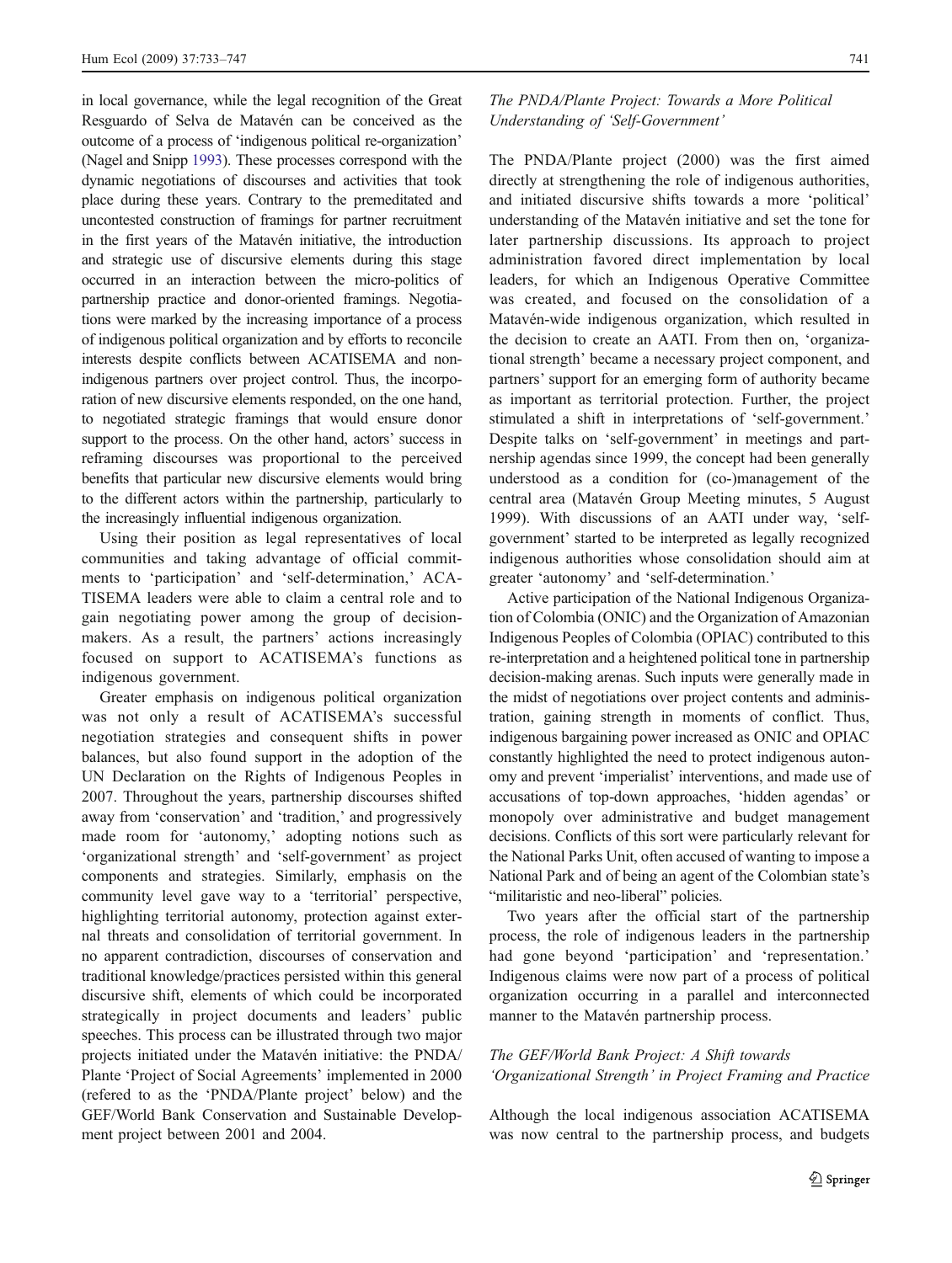in local governance, while the legal recognition of the Great Resguardo of Selva de Matavén can be conceived as the outcome of a process of 'indigenous political re-organization' (Nagel and Snipp 1993). These processes correspond with the dynamic negotiations of discourses and activities that took place during these years. Contrary to the premeditated and uncontested construction of framings for partner recruitment in the first years of the Matavén initiative, the introduction and strategic use of discursive elements during this stage occurred in an interaction between the micro-politics of partnership practice and donor-oriented framings. Negotiations were marked by the increasing importance of a process of indigenous political organization and by efforts to reconcile interests despite conflicts between ACATISEMA and non-indigenous partners over project control. Thus, the incorporation of new discursive elements responded, on the one hand, to negotiated strategic framings that would ensure donor support to the process. On the other hand, actors' success in reframing discourses was proportional to the perceived benefits that particular new discursive elements would bring to the different actors within the partnership, particularly to the increasingly influential indigenous organization.

Using their position as legal representatives of local communities and taking advantage of official commitments to 'participation' and 'self-determination,' ACATISEMA leaders were able to claim a central role and to gain negotiating power among the group of decision-makers. As a result, the partners' actions increasingly focused on support to ACATISEMA's functions as indigenous government.

Greater emphasis on indigenous political organization was not only a result of ACATISEMA's successful negotiation strategies and consequent shifts in power balances, but also found support in the adoption of the UN Declaration on the Rights of Indigenous Peoples in 2007. Throughout the years, partnership discourses shifted away from 'conservation' and 'tradition,' and progressively made room for 'autonomy,' adopting notions such as 'organizational strength' and 'self-government' as project components and strategies. Similarly, emphasis on the community level gave way to a 'territorial' perspective, highlighting territorial autonomy, protection against external threats and consolidation of territorial government. In no apparent contradiction, discourses of conservation and traditional knowledge/practices persisted within this general discursive shift, elements of which could be incorporated strategically in project documents and leaders' public speeches. This process can be illustrated through two major projects initiated under the Matavén initiative: the PNDA/Plante 'Project of Social Agreements' implemented in 2000 (refered to as the 'PNDA/Plante project' below) and the GEF/World Bank Conservation and Sustainable Development project between 2001 and 2004.

### *The PNDA/Plante Project: Towards a More Political Understanding of 'Self-Government'*

The PNDA/Plante project (2000) was the first aimed directly at strengthening the role of indigenous authorities, and initiated discursive shifts towards a more 'political' understanding of the Matavén initiative and set the tone for later partnership discussions. Its approach to project administration favored direct implementation by local leaders, for which an Indigenous Operative Committee was created, and focused on the consolidation of a Matavén-wide indigenous organization, which resulted in the decision to create an AATI. From then on, 'organizational strength' became a necessary project component, and partners' support for an emerging form of authority became as important as territorial protection. Further, the project stimulated a shift in interpretations of 'self-government.' Despite talks on 'self-government' in meetings and partnership agendas since 1999, the concept had been generally understood as a condition for (co-)management of the central area (Matavén Group Meeting minutes, 5 August 1999). With discussions of an AATI under way, 'self-government' started to be interpreted as legally recognized indigenous authorities whose consolidation should aim at greater 'autonomy' and 'self-determination.'

Active participation of the National Indigenous Organization of Colombia (ONIC) and the Organization of Amazonian Indigenous Peoples of Colombia (OPIAC) contributed to this re-interpretation and a heightened political tone in partnership decision-making arenas. Such inputs were generally made in the midst of negotiations over project contents and administration, gaining strength in moments of conflict. Thus, indigenous bargaining power increased as ONIC and OPIAC constantly highlighted the need to protect indigenous autonomy and prevent 'imperialist' interventions, and made use of accusations of top-down approaches, 'hidden agendas' or monopoly over administrative and budget management decisions. Conflicts of this sort were particularly relevant for the National Parks Unit, often accused of wanting to impose a National Park and of being an agent of the Colombian state's "militaristic and neo-liberal" policies.

Two years after the official start of the partnership process, the role of indigenous leaders in the partnership had gone beyond 'participation' and 'representation.' Indigenous claims were now part of a process of political organization occurring in a parallel and interconnected manner to the Matavén partnership process.

### *The GEF/World Bank Project: A Shift towards 'Organizational Strength' in Project Framing and Practice*

Although the local indigenous association ACATISEMA was now central to the partnership process, and budgets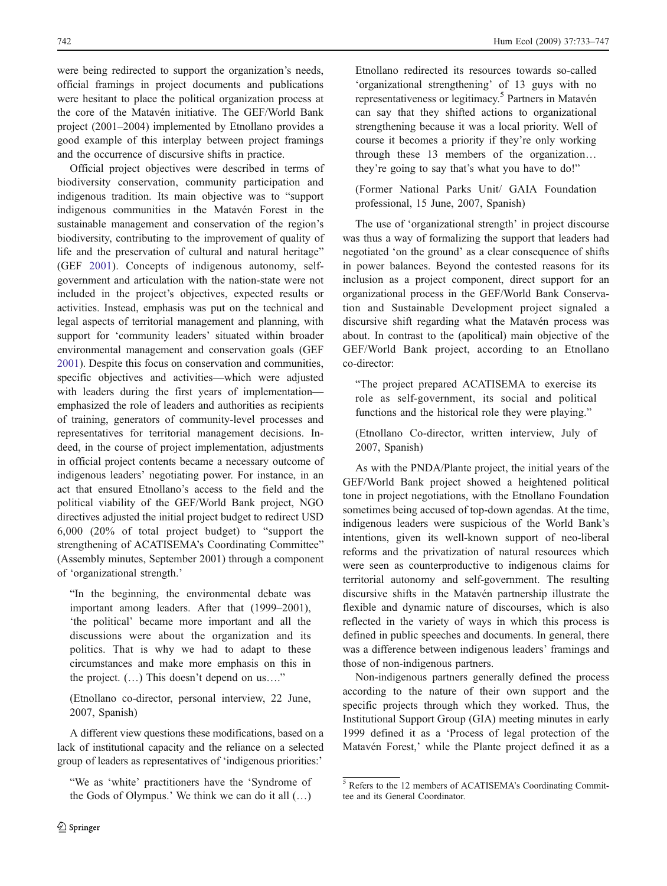were being redirected to support the organization's needs, official framings in project documents and publications were hesitant to place the political organization process at the core of the Matavén initiative. The GEF/World Bank project (2001–2004) implemented by Etnollano provides a good example of this interplay between project framings and the occurrence of discursive shifts in practice.

Official project objectives were described in terms of biodiversity conservation, community participation and indigenous tradition. Its main objective was to "support indigenous communities in the Matavén Forest in the sustainable management and conservation of the region's biodiversity, contributing to the improvement of quality of life and the preservation of cultural and natural heritage" (GEF 2001). Concepts of indigenous autonomy, self-government and articulation with the nation-state were not included in the project's objectives, expected results or activities. Instead, emphasis was put on the technical and legal aspects of territorial management and planning, with support for 'community leaders' situated within broader environmental management and conservation goals (GEF 2001). Despite this focus on conservation and communities, specific objectives and activities—which were adjusted with leaders during the first years of implementation—emphasized the role of leaders and authorities as recipients of training, generators of community-level processes and representatives for territorial management decisions. Indeed, in the course of project implementation, adjustments in official project contents became a necessary outcome of indigenous leaders' negotiating power. For instance, in an act that ensured Etnollano's access to the field and the political viability of the GEF/World Bank project, NGO directives adjusted the initial project budget to redirect USD 6,000 (20% of total project budget) to "support the strengthening of ACATISEMA's Coordinating Committee" (Assembly minutes, September 2001) through a component of 'organizational strength.'

> "In the beginning, the environmental debate was important among leaders. After that (1999–2001), 'the political' became more important and all the discussions were about the organization and its politics. That is why we had to adapt to these circumstances and make more emphasis on this in the project. (…) This doesn't depend on us…."
>
> (Etnollano co-director, personal interview, 22 June, 2007, Spanish)

A different view questions these modifications, based on a lack of institutional capacity and the reliance on a selected group of leaders as representatives of 'indigenous priorities:'

> "We as 'white' practitioners have the 'Syndrome of the Gods of Olympus.' We think we can do it all (…) Etnollano redirected its resources towards so-called 'organizational strengthening' of 13 guys with no representativeness or legitimacy.[5] Partners in Matavén can say that they shifted actions to organizational strengthening because it was a local priority. Well of course it becomes a priority if they're only working through these 13 members of the organization… they're going to say that's what you have to do!"
>
> (Former National Parks Unit/ GAIA Foundation professional, 15 June, 2007, Spanish)

The use of 'organizational strength' in project discourse was thus a way of formalizing the support that leaders had negotiated 'on the ground' as a clear consequence of shifts in power balances. Beyond the contested reasons for its inclusion as a project component, direct support for an organizational process in the GEF/World Bank Conservation and Sustainable Development project signaled a discursive shift regarding what the Matavén process was about. In contrast to the (apolitical) main objective of the GEF/World Bank project, according to an Etnollano co-director:

> "The project prepared ACATISEMA to exercise its role as self-government, its social and political functions and the historical role they were playing."
>
> (Etnollano Co-director, written interview, July of 2007, Spanish)

As with the PNDA/Plante project, the initial years of the GEF/World Bank project showed a heightened political tone in project negotiations, with the Etnollano Foundation sometimes being accused of top-down agendas. At the time, indigenous leaders were suspicious of the World Bank's intentions, given its well-known support of neo-liberal reforms and the privatization of natural resources which were seen as counterproductive to indigenous claims for territorial autonomy and self-government. The resulting discursive shifts in the Matavén partnership illustrate the flexible and dynamic nature of discourses, which is also reflected in the variety of ways in which this process is defined in public speeches and documents. In general, there was a difference between indigenous leaders' framings and those of non-indigenous partners.

Non-indigenous partners generally defined the process according to the nature of their own support and the specific projects through which they worked. Thus, the Institutional Support Group (GIA) meeting minutes in early 1999 defined it as a 'Process of legal protection of the Matavén Forest,' while the Plante project defined it as a

[5] Refers to the 12 members of ACATISEMA's Coordinating Committee and its General Coordinator.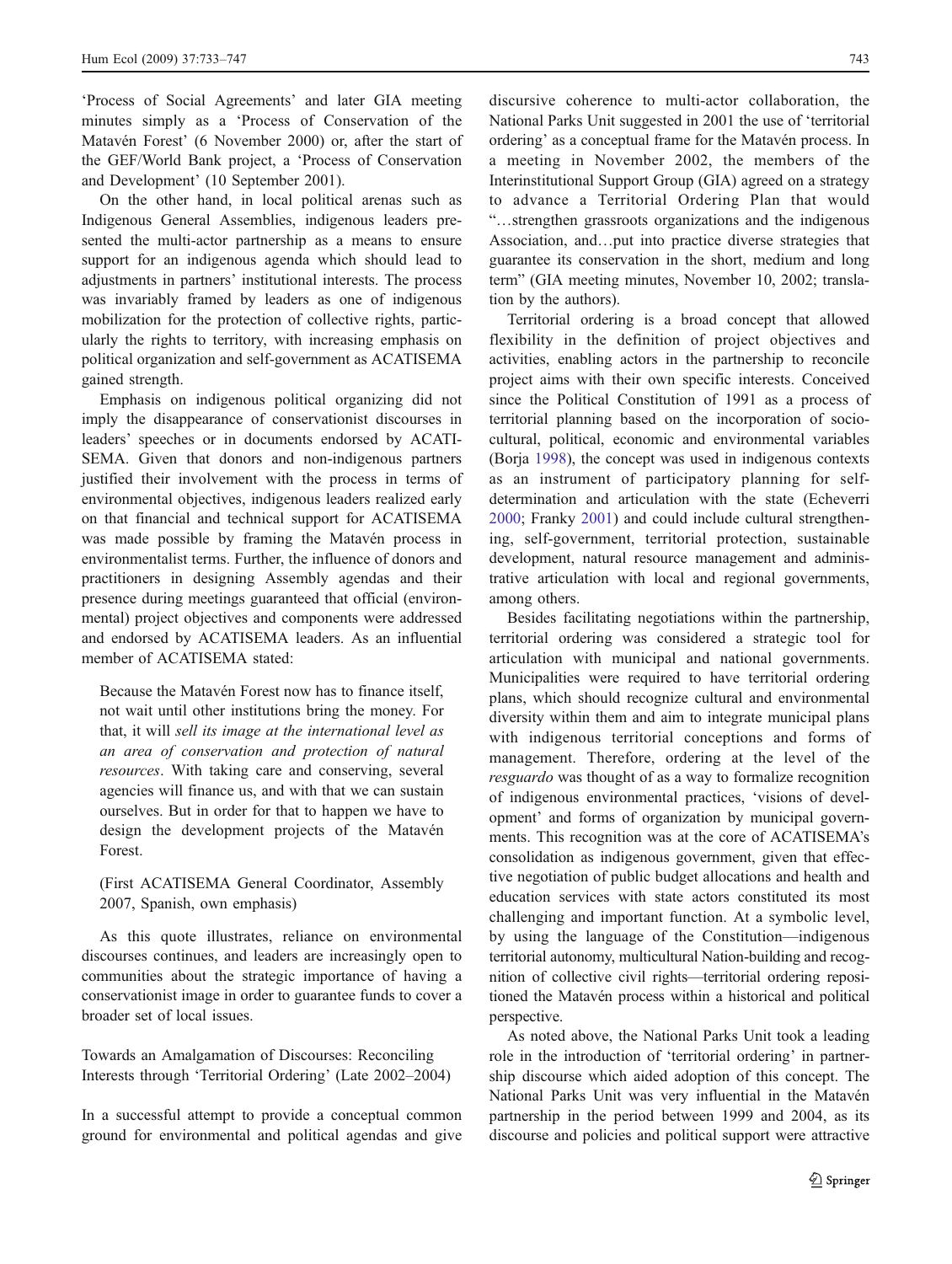'Process of Social Agreements' and later GIA meeting minutes simply as a 'Process of Conservation of the Matavén Forest' (6 November 2000) or, after the start of the GEF/World Bank project, a 'Process of Conservation and Development' (10 September 2001).

On the other hand, in local political arenas such as Indigenous General Assemblies, indigenous leaders presented the multi-actor partnership as a means to ensure support for an indigenous agenda which should lead to adjustments in partners' institutional interests. The process was invariably framed by leaders as one of indigenous mobilization for the protection of collective rights, particularly the rights to territory, with increasing emphasis on political organization and self-government as ACATISEMA gained strength.

Emphasis on indigenous political organizing did not imply the disappearance of conservationist discourses in leaders' speeches or in documents endorsed by ACATISEMA. Given that donors and non-indigenous partners justified their involvement with the process in terms of environmental objectives, indigenous leaders realized early on that financial and technical support for ACATISEMA was made possible by framing the Matavén process in environmentalist terms. Further, the influence of donors and practitioners in designing Assembly agendas and their presence during meetings guaranteed that official (environmental) project objectives and components were addressed and endorsed by ACATISEMA leaders. As an influential member of ACATISEMA stated:

> Because the Matavén Forest now has to finance itself, not wait until other institutions bring the money. For that, it will *sell its image at the international level as an area of conservation and protection of natural resources*. With taking care and conserving, several agencies will finance us, and with that we can sustain ourselves. But in order for that to happen we have to design the development projects of the Matavén Forest.
>
> (First ACATISEMA General Coordinator, Assembly 2007, Spanish, own emphasis)

As this quote illustrates, reliance on environmental discourses continues, and leaders are increasingly open to communities about the strategic importance of having a conservationist image in order to guarantee funds to cover a broader set of local issues.

## Towards an Amalgamation of Discourses: Reconciling Interests through 'Territorial Ordering' (Late 2002–2004)

In a successful attempt to provide a conceptual common ground for environmental and political agendas and give discursive coherence to multi-actor collaboration, the National Parks Unit suggested in 2001 the use of 'territorial ordering' as a conceptual frame for the Matavén process. In a meeting in November 2002, the members of the Interinstitutional Support Group (GIA) agreed on a strategy to advance a Territorial Ordering Plan that would "…strengthen grassroots organizations and the indigenous Association, and…put into practice diverse strategies that guarantee its conservation in the short, medium and long term" (GIA meeting minutes, November 10, 2002; translation by the authors).

Territorial ordering is a broad concept that allowed flexibility in the definition of project objectives and activities, enabling actors in the partnership to reconcile project aims with their own specific interests. Conceived since the Political Constitution of 1991 as a process of territorial planning based on the incorporation of sociocultural, political, economic and environmental variables (Borja 1998), the concept was used in indigenous contexts as an instrument of participatory planning for self-determination and articulation with the state (Echeverri 2000; Franky 2001) and could include cultural strengthening, self-government, territorial protection, sustainable development, natural resource management and administrative articulation with local and regional governments, among others.

Besides facilitating negotiations within the partnership, territorial ordering was considered a strategic tool for articulation with municipal and national governments. Municipalities were required to have territorial ordering plans, which should recognize cultural and environmental diversity within them and aim to integrate municipal plans with indigenous territorial conceptions and forms of management. Therefore, ordering at the level of the *resguardo* was thought of as a way to formalize recognition of indigenous environmental practices, 'visions of development' and forms of organization by municipal governments. This recognition was at the core of ACATISEMA's consolidation as indigenous government, given that effective negotiation of public budget allocations and health and education services with state actors constituted its most challenging and important function. At a symbolic level, by using the language of the Constitution—indigenous territorial autonomy, multicultural Nation-building and recognition of collective civil rights—territorial ordering repositioned the Matavén process within a historical and political perspective.

As noted above, the National Parks Unit took a leading role in the introduction of 'territorial ordering' in partnership discourse which aided adoption of this concept. The National Parks Unit was very influential in the Matavén partnership in the period between 1999 and 2004, as its discourse and policies and political support were attractive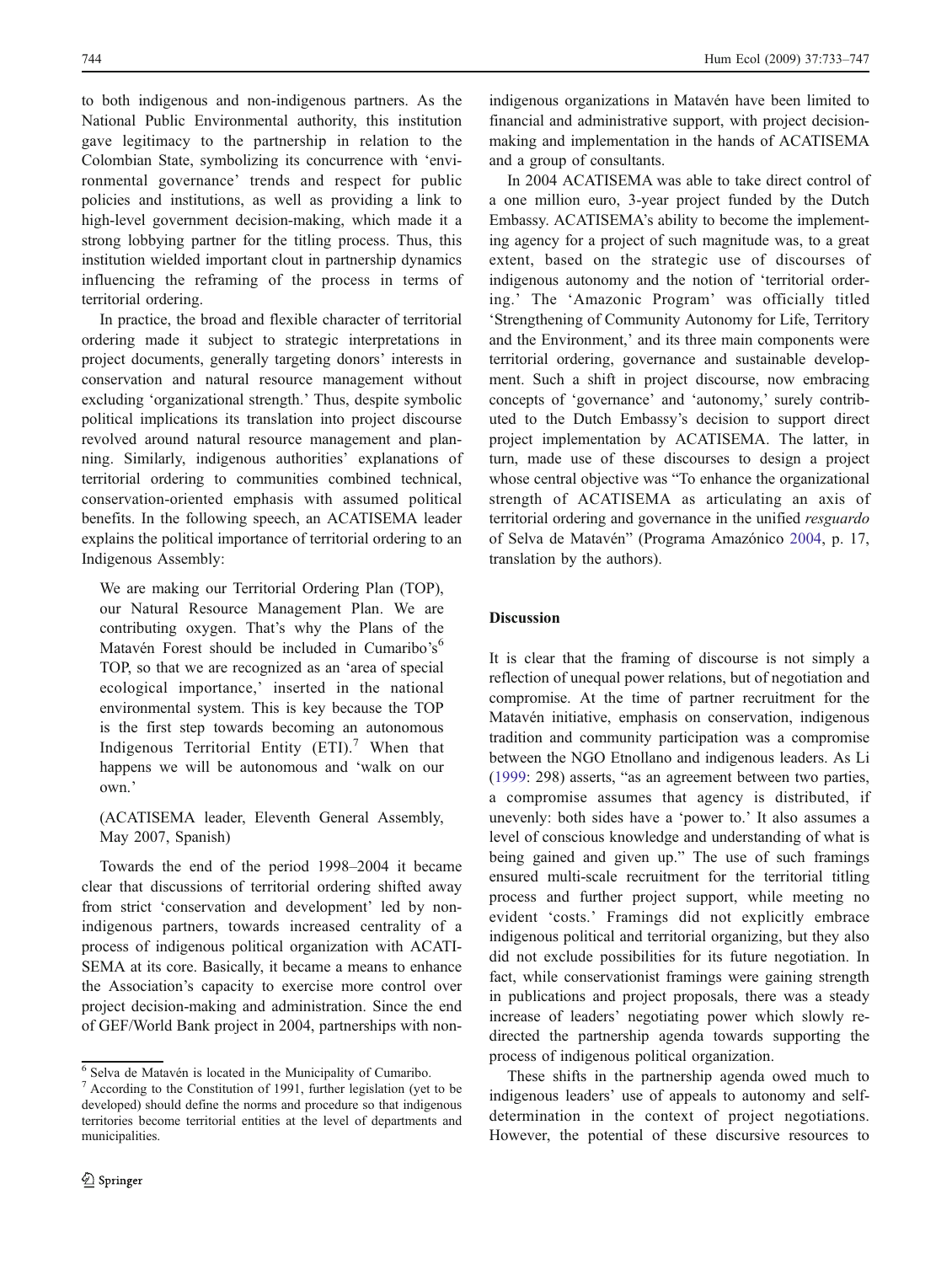to both indigenous and non-indigenous partners. As the National Public Environmental authority, this institution gave legitimacy to the partnership in relation to the Colombian State, symbolizing its concurrence with 'environmental governance' trends and respect for public policies and institutions, as well as providing a link to high-level government decision-making, which made it a strong lobbying partner for the titling process. Thus, this institution wielded important clout in partnership dynamics influencing the reframing of the process in terms of territorial ordering.

In practice, the broad and flexible character of territorial ordering made it subject to strategic interpretations in project documents, generally targeting donors' interests in conservation and natural resource management without excluding 'organizational strength.' Thus, despite symbolic political implications its translation into project discourse revolved around natural resource management and planning. Similarly, indigenous authorities' explanations of territorial ordering to communities combined technical, conservation-oriented emphasis with assumed political benefits. In the following speech, an ACATISEMA leader explains the political importance of territorial ordering to an Indigenous Assembly:

> We are making our Territorial Ordering Plan (TOP), our Natural Resource Management Plan. We are contributing oxygen. That's why the Plans of the Matavén Forest should be included in Cumaribo's[6] TOP, so that we are recognized as an 'area of special ecological importance,' inserted in the national environmental system. This is key because the TOP is the first step towards becoming an autonomous Indigenous Territorial Entity (ETI).[7] When that happens we will be autonomous and 'walk on our own.'
>
> (ACATISEMA leader, Eleventh General Assembly, May 2007, Spanish)

Towards the end of the period 1998–2004 it became clear that discussions of territorial ordering shifted away from strict 'conservation and development' led by non-indigenous partners, towards increased centrality of a process of indigenous political organization with ACATISEMA at its core. Basically, it became a means to enhance the Association's capacity to exercise more control over project decision-making and administration. Since the end of GEF/World Bank project in 2004, partnerships with non-indigenous organizations in Matavén have been limited to financial and administrative support, with project decision-making and implementation in the hands of ACATISEMA and a group of consultants.

In 2004 ACATISEMA was able to take direct control of a one million euro, 3-year project funded by the Dutch Embassy. ACATISEMA's ability to become the implementing agency for a project of such magnitude was, to a great extent, based on the strategic use of discourses of indigenous autonomy and the notion of 'territorial ordering.' The 'Amazonic Program' was officially titled 'Strengthening of Community Autonomy for Life, Territory and the Environment,' and its three main components were territorial ordering, governance and sustainable development. Such a shift in project discourse, now embracing concepts of 'governance' and 'autonomy,' surely contributed to the Dutch Embassy's decision to support direct project implementation by ACATISEMA. The latter, in turn, made use of these discourses to design a project whose central objective was "To enhance the organizational strength of ACATISEMA as articulating an axis of territorial ordering and governance in the unified *resguardo* of Selva de Matavén" (Programa Amazónico 2004, p. 17, translation by the authors).

## Discussion

It is clear that the framing of discourse is not simply a reflection of unequal power relations, but of negotiation and compromise. At the time of partner recruitment for the Matavén initiative, emphasis on conservation, indigenous tradition and community participation was a compromise between the NGO Etnollano and indigenous leaders. As Li (1999: 298) asserts, "as an agreement between two parties, a compromise assumes that agency is distributed, if unevenly: both sides have a 'power to.' It also assumes a level of conscious knowledge and understanding of what is being gained and given up." The use of such framings ensured multi-scale recruitment for the territorial titling process and further project support, while meeting no evident 'costs.' Framings did not explicitly embrace indigenous political and territorial organizing, but they also did not exclude possibilities for its future negotiation. In fact, while conservationist framings were gaining strength in publications and project proposals, there was a steady increase of leaders' negotiating power which slowly redirected the partnership agenda towards supporting the process of indigenous political organization.

These shifts in the partnership agenda owed much to indigenous leaders' use of appeals to autonomy and self-determination in the context of project negotiations. However, the potential of these discursive resources to

[6] Selva de Matavén is located in the Municipality of Cumaribo.

[7] According to the Constitution of 1991, further legislation (yet to be developed) should define the norms and procedure so that indigenous territories become territorial entities at the level of departments and municipalities.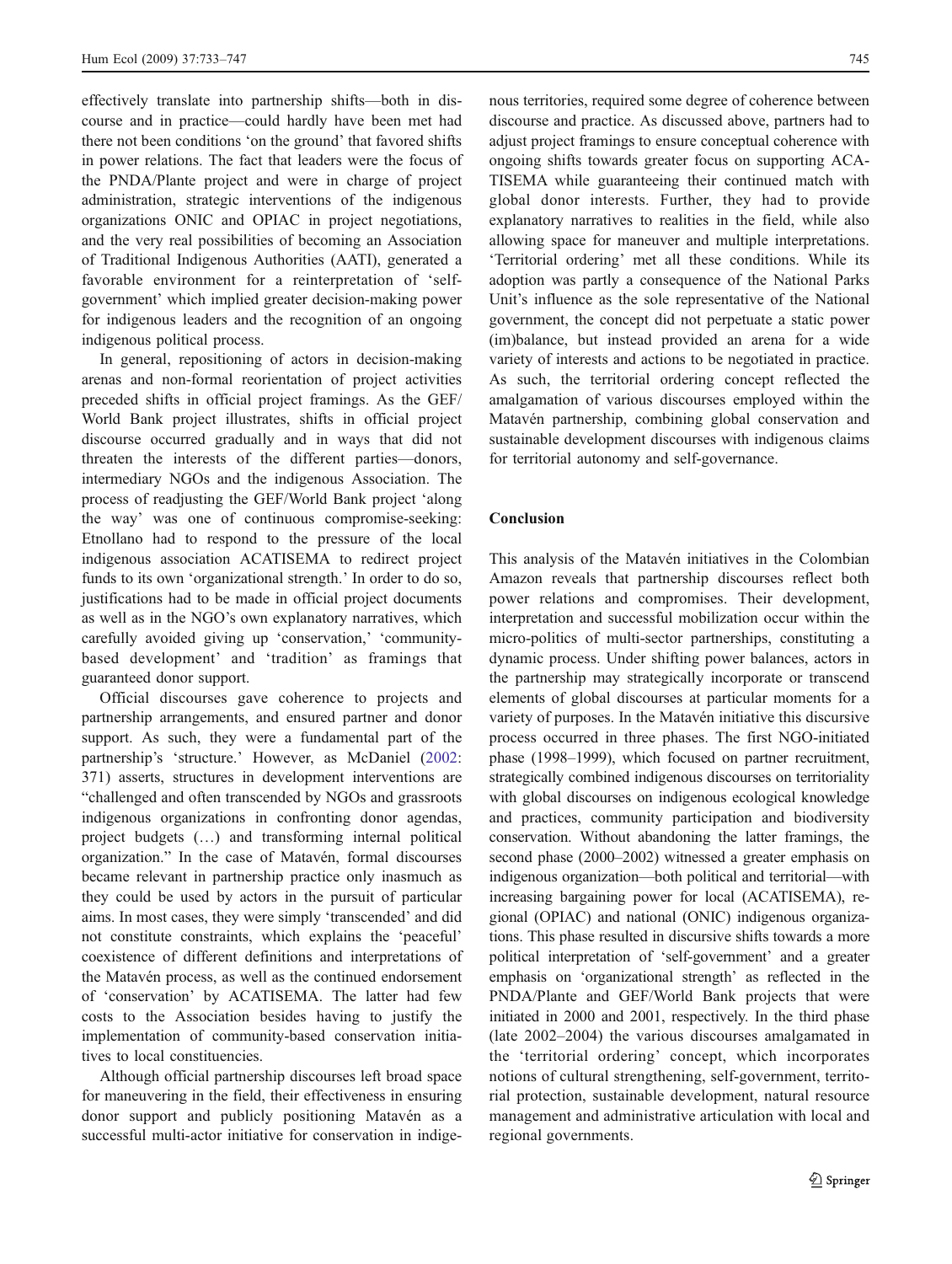effectively translate into partnership shifts—both in discourse and in practice—could hardly have been met had there not been conditions 'on the ground' that favored shifts in power relations. The fact that leaders were the focus of the PNDA/Plante project and were in charge of project administration, strategic interventions of the indigenous organizations ONIC and OPIAC in project negotiations, and the very real possibilities of becoming an Association of Traditional Indigenous Authorities (AATI), generated a favorable environment for a reinterpretation of 'self-government' which implied greater decision-making power for indigenous leaders and the recognition of an ongoing indigenous political process.

In general, repositioning of actors in decision-making arenas and non-formal reorientation of project activities preceded shifts in official project framings. As the GEF/World Bank project illustrates, shifts in official project discourse occurred gradually and in ways that did not threaten the interests of the different parties—donors, intermediary NGOs and the indigenous Association. The process of readjusting the GEF/World Bank project 'along the way' was one of continuous compromise-seeking: Etnollano had to respond to the pressure of the local indigenous association ACATISEMA to redirect project funds to its own 'organizational strength.' In order to do so, justifications had to be made in official project documents as well as in the NGO's own explanatory narratives, which carefully avoided giving up 'conservation,' 'community-based development' and 'tradition' as framings that guaranteed donor support.

Official discourses gave coherence to projects and partnership arrangements, and ensured partner and donor support. As such, they were a fundamental part of the partnership's 'structure.' However, as McDaniel (2002: 371) asserts, structures in development interventions are "challenged and often transcended by NGOs and grassroots indigenous organizations in confronting donor agendas, project budgets (…) and transforming internal political organization." In the case of Matavén, formal discourses became relevant in partnership practice only inasmuch as they could be used by actors in the pursuit of particular aims. In most cases, they were simply 'transcended' and did not constitute constraints, which explains the 'peaceful' coexistence of different definitions and interpretations of the Matavén process, as well as the continued endorsement of 'conservation' by ACATISEMA. The latter had few costs to the Association besides having to justify the implementation of community-based conservation initiatives to local constituencies.

Although official partnership discourses left broad space for maneuvering in the field, their effectiveness in ensuring donor support and publicly positioning Matavén as a successful multi-actor initiative for conservation in indigenous territories, required some degree of coherence between discourse and practice. As discussed above, partners had to adjust project framings to ensure conceptual coherence with ongoing shifts towards greater focus on supporting ACATISEMA while guaranteeing their continued match with global donor interests. Further, they had to provide explanatory narratives to realities in the field, while also allowing space for maneuver and multiple interpretations. 'Territorial ordering' met all these conditions. While its adoption was partly a consequence of the National Parks Unit's influence as the sole representative of the National government, the concept did not perpetuate a static power (im)balance, but instead provided an arena for a wide variety of interests and actions to be negotiated in practice. As such, the territorial ordering concept reflected the amalgamation of various discourses employed within the Matavén partnership, combining global conservation and sustainable development discourses with indigenous claims for territorial autonomy and self-governance.

## Conclusion

This analysis of the Matavén initiatives in the Colombian Amazon reveals that partnership discourses reflect both power relations and compromises. Their development, interpretation and successful mobilization occur within the micro-politics of multi-sector partnerships, constituting a dynamic process. Under shifting power balances, actors in the partnership may strategically incorporate or transcend elements of global discourses at particular moments for a variety of purposes. In the Matavén initiative this discursive process occurred in three phases. The first NGO-initiated phase (1998–1999), which focused on partner recruitment, strategically combined indigenous discourses on territoriality with global discourses on indigenous ecological knowledge and practices, community participation and biodiversity conservation. Without abandoning the latter framings, the second phase (2000–2002) witnessed a greater emphasis on indigenous organization—both political and territorial—with increasing bargaining power for local (ACATISEMA), regional (OPIAC) and national (ONIC) indigenous organizations. This phase resulted in discursive shifts towards a more political interpretation of 'self-government' and a greater emphasis on 'organizational strength' as reflected in the PNDA/Plante and GEF/World Bank projects that were initiated in 2000 and 2001, respectively. In the third phase (late 2002–2004) the various discourses amalgamated in the 'territorial ordering' concept, which incorporates notions of cultural strengthening, self-government, territorial protection, sustainable development, natural resource management and administrative articulation with local and regional governments.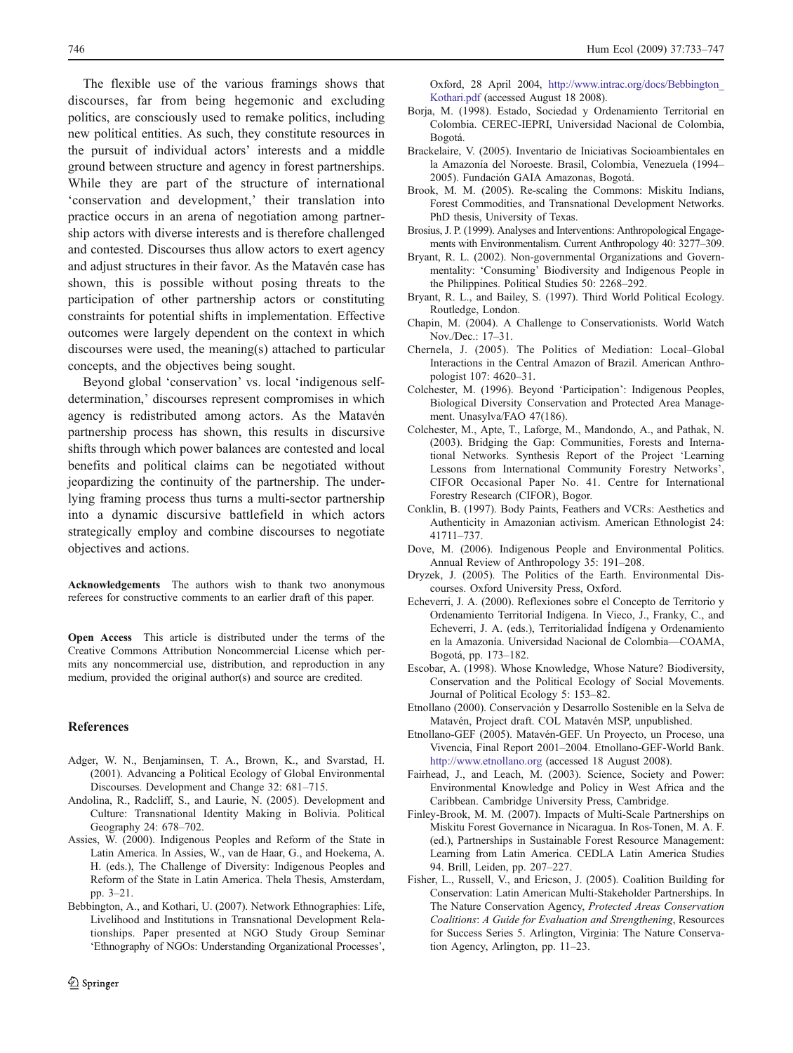The flexible use of the various framings shows that discourses, far from being hegemonic and excluding politics, are consciously used to remake politics, including new political entities. As such, they constitute resources in the pursuit of individual actors' interests and a middle ground between structure and agency in forest partnerships. While they are part of the structure of international 'conservation and development,' their translation into practice occurs in an arena of negotiation among partnership actors with diverse interests and is therefore challenged and contested. Discourses thus allow actors to exert agency and adjust structures in their favor. As the Matavén case has shown, this is possible without posing threats to the participation of other partnership actors or constituting constraints for potential shifts in implementation. Effective outcomes were largely dependent on the context in which discourses were used, the meaning(s) attached to particular concepts, and the objectives being sought.

Beyond global 'conservation' vs. local 'indigenous self-determination,' discourses represent compromises in which agency is redistributed among actors. As the Matavén partnership process has shown, this results in discursive shifts through which power balances are contested and local benefits and political claims can be negotiated without jeopardizing the continuity of the partnership. The underlying framing process thus turns a multi-sector partnership into a dynamic discursive battlefield in which actors strategically employ and combine discourses to negotiate objectives and actions.

**Acknowledgements** The authors wish to thank two anonymous referees for constructive comments to an earlier draft of this paper.

**Open Access** This article is distributed under the terms of the Creative Commons Attribution Noncommercial License which permits any noncommercial use, distribution, and reproduction in any medium, provided the original author(s) and source are credited.

## References

- Adger, W. N., Benjaminsen, T. A., Brown, K., and Svarstad, H. (2001). Advancing a Political Ecology of Global Environmental Discourses. Development and Change 32: 681–715.
- Andolina, R., Radcliff, S., and Laurie, N. (2005). Development and Culture: Transnational Identity Making in Bolivia. Political Geography 24: 678–702.
- Assies, W. (2000). Indigenous Peoples and Reform of the State in Latin America. In Assies, W., van de Haar, G., and Hoekema, A. H. (eds.), The Challenge of Diversity: Indigenous Peoples and Reform of the State in Latin America. Thela Thesis, Amsterdam, pp. 3–21.
- Bebbington, A., and Kothari, U. (2007). Network Ethnographies: Life, Livelihood and Institutions in Transnational Development Relationships. Paper presented at NGO Study Group Seminar 'Ethnography of NGOs: Understanding Organizational Processes', Oxford, 28 April 2004, http://www.intrac.org/docs/Bebbington_Kothari.pdf (accessed August 18 2008).
- Borja, M. (1998). Estado, Sociedad y Ordenamiento Territorial en Colombia. CEREC-IEPRI, Universidad Nacional de Colombia, Bogotá.
- Brackelaire, V. (2005). Inventario de Iniciativas Socioambientales en la Amazonía del Noroeste. Brasil, Colombia, Venezuela (1994–2005). Fundación GAIA Amazonas, Bogotá.
- Brook, M. M. (2005). Re-scaling the Commons: Miskitu Indians, Forest Commodities, and Transnational Development Networks. PhD thesis, University of Texas.
- Brosius, J. P. (1999). Analyses and Interventions: Anthropological Engagements with Environmentalism. Current Anthropology 40: 3277–309.
- Bryant, R. L. (2002). Non-governmental Organizations and Governmentality: 'Consuming' Biodiversity and Indigenous People in the Philippines. Political Studies 50: 2268–292.
- Bryant, R. L., and Bailey, S. (1997). Third World Political Ecology. Routledge, London.
- Chapin, M. (2004). A Challenge to Conservationists. World Watch Nov./Dec.: 17–31.
- Chernela, J. (2005). The Politics of Mediation: Local–Global Interactions in the Central Amazon of Brazil. American Anthropologist 107: 4620–31.
- Colchester, M. (1996). Beyond 'Participation': Indigenous Peoples, Biological Diversity Conservation and Protected Area Management. Unasylva/FAO 47(186).
- Colchester, M., Apte, T., Laforge, M., Mandondo, A., and Pathak, N. (2003). Bridging the Gap: Communities, Forests and International Networks. Synthesis Report of the Project 'Learning Lessons from International Community Forestry Networks', CIFOR Occasional Paper No. 41. Centre for International Forestry Research (CIFOR), Bogor.
- Conklin, B. (1997). Body Paints, Feathers and VCRs: Aesthetics and Authenticity in Amazonian activism. American Ethnologist 24: 41711–737.
- Dove, M. (2006). Indigenous People and Environmental Politics. Annual Review of Anthropology 35: 191–208.
- Dryzek, J. (2005). The Politics of the Earth. Environmental Discourses. Oxford University Press, Oxford.
- Echeverri, J. A. (2000). Reflexiones sobre el Concepto de Territorio y Ordenamiento Territorial Indígena. In Vieco, J., Franky, C., and Echeverri, J. A. (eds.), Territorialidad Índígena y Ordenamiento en la Amazonía. Universidad Nacional de Colombia—COAMA, Bogotá, pp. 173–182.
- Escobar, A. (1998). Whose Knowledge, Whose Nature? Biodiversity, Conservation and the Political Ecology of Social Movements. Journal of Political Ecology 5: 153–82.
- Etnollano (2000). Conservación y Desarrollo Sostenible en la Selva de Matavén, Project draft. COL Matavén MSP, unpublished.
- Etnollano-GEF (2005). Matavén-GEF. Un Proyecto, un Proceso, una Vivencia, Final Report 2001–2004. Etnollano-GEF-World Bank. http://www.etnollano.org (accessed 18 August 2008).
- Fairhead, J., and Leach, M. (2003). Science, Society and Power: Environmental Knowledge and Policy in West Africa and the Caribbean. Cambridge University Press, Cambridge.
- Finley-Brook, M. M. (2007). Impacts of Multi-Scale Partnerships on Miskitu Forest Governance in Nicaragua. In Ros-Tonen, M. A. F. (ed.), Partnerships in Sustainable Forest Resource Management: Learning from Latin America. CEDLA Latin America Studies 94. Brill, Leiden, pp. 207–227.
- Fisher, L., Russell, V., and Ericson, J. (2005). Coalition Building for Conservation: Latin American Multi-Stakeholder Partnerships. In The Nature Conservation Agency, *Protected Areas Conservation Coalitions*: *A Guide for Evaluation and Strengthening*, Resources for Success Series 5. Arlington, Virginia: The Nature Conservation Agency, Arlington, pp. 11–23.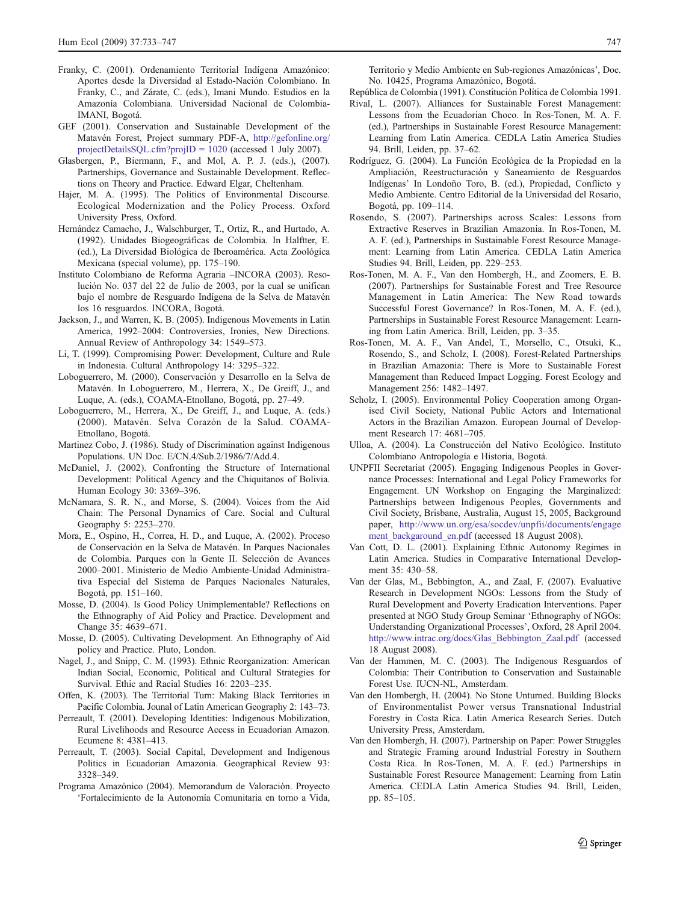Franky, C. (2001). Ordenamiento Territorial Indígena Amazónico: Aportes desde la Diversidad al Estado-Nación Colombiano. In Franky, C., and Zárate, C. (eds.), Imani Mundo. Estudios en la Amazonía Colombiana. Universidad Nacional de Colombia-IMANI, Bogotá.

GEF (2001). Conservation and Sustainable Development of the Matavén Forest, Project summary PDF-A, http://gefonline.org/projectDetailsSQL.cfm?projID = 1020 (accessed 1 July 2007).

Glasbergen, P., Biermann, F., and Mol, A. P. J. (eds.), (2007). Partnerships, Governance and Sustainable Development. Reflections on Theory and Practice. Edward Elgar, Cheltenham.

Hajer, M. A. (1995). The Politics of Environmental Discourse. Ecological Modernization and the Policy Process. Oxford University Press, Oxford.

Hernández Camacho, J., Walschburger, T., Ortiz, R., and Hurtado, A. (1992). Unidades Biogeográficas de Colombia. In Halffter, E. (ed.), La Diversidad Biológica de Iberoamérica. Acta Zoológica Mexicana (special volume), pp. 175–190.

Instituto Colombiano de Reforma Agraria –INCORA (2003). Resolución No. 037 del 22 de Julio de 2003, por la cual se unifican bajo el nombre de Resguardo Indígena de la Selva de Matavén los 16 resguardos. INCORA, Bogotá.

Jackson, J., and Warren, K. B. (2005). Indigenous Movements in Latin America, 1992–2004: Controversies, Ironies, New Directions. Annual Review of Anthropology 34: 1549–573.

Li, T. (1999). Compromising Power: Development, Culture and Rule in Indonesia. Cultural Anthropology 14: 3295–322.

Loboguerrero, M. (2000). Conservación y Desarrollo en la Selva de Matavén. In Loboguerrero, M., Herrera, X., De Greiff, J., and Luque, A. (eds.), COAMA-Etnollano, Bogotá, pp. 27–49.

Loboguerrero, M., Herrera, X., De Greiff, J., and Luque, A. (eds.) (2000). Matavén. Selva Corazón de la Salud. COAMA-Etnollano, Bogotá.

Martinez Cobo, J. (1986). Study of Discrimination against Indigenous Populations. UN Doc. E/CN.4/Sub.2/1986/7/Add.4.

McDaniel, J. (2002). Confronting the Structure of International Development: Political Agency and the Chiquitanos of Bolivia. Human Ecology 30: 3369–396.

McNamara, S. R. N., and Morse, S. (2004). Voices from the Aid Chain: The Personal Dynamics of Care. Social and Cultural Geography 5: 2253–270.

Mora, E., Ospino, H., Correa, H. D., and Luque, A. (2002). Proceso de Conservación en la Selva de Matavén. In Parques Nacionales de Colombia. Parques con la Gente II. Selección de Avances 2000–2001. Ministerio de Medio Ambiente-Unidad Administrativa Especial del Sistema de Parques Nacionales Naturales, Bogotá, pp. 151–160.

Mosse, D. (2004). Is Good Policy Unimplementable? Reflections on the Ethnography of Aid Policy and Practice. Development and Change 35: 4639–671.

Mosse, D. (2005). Cultivating Development. An Ethnography of Aid policy and Practice. Pluto, London.

Nagel, J., and Snipp, C. M. (1993). Ethnic Reorganization: American Indian Social, Economic, Political and Cultural Strategies for Survival. Ethic and Racial Studies 16: 2203–235.

Offen, K. (2003). The Territorial Turn: Making Black Territories in Pacific Colombia. Jounal of Latin American Geography 2: 143–73.

Perreault, T. (2001). Developing Identities: Indigenous Mobilization, Rural Livelihoods and Resource Access in Ecuadorian Amazon. Ecumene 8: 4381–413.

Perreault, T. (2003). Social Capital, Development and Indigenous Politics in Ecuadorian Amazonia. Geographical Review 93: 3328–349.

Programa Amazónico (2004). Memorandum de Valoración. Proyecto 'Fortalecimiento de la Autonomía Comunitaria en torno a Vida, Territorio y Medio Ambiente en Sub-regiones Amazónicas', Doc. No. 10425, Programa Amazónico, Bogotá.

República de Colombia (1991). Constitución Política de Colombia 1991.

Rival, L. (2007). Alliances for Sustainable Forest Management: Lessons from the Ecuadorian Choco. In Ros-Tonen, M. A. F. (ed.), Partnerships in Sustainable Forest Resource Management: Learning from Latin America. CEDLA Latin America Studies 94. Brill, Leiden, pp. 37–62.

Rodríguez, G. (2004). La Función Ecológica de la Propiedad en la Ampliación, Reestructuración y Saneamiento de Resguardos Indígenas' In Londoño Toro, B. (ed.), Propiedad, Conflicto y Medio Ambiente. Centro Editorial de la Universidad del Rosario, Bogotá, pp. 109–114.

Rosendo, S. (2007). Partnerships across Scales: Lessons from Extractive Reserves in Brazilian Amazonia. In Ros-Tonen, M. A. F. (ed.), Partnerships in Sustainable Forest Resource Management: Learning from Latin America. CEDLA Latin America Studies 94. Brill, Leiden, pp. 229–253.

Ros-Tonen, M. A. F., Van den Hombergh, H., and Zoomers, E. B. (2007). Partnerships for Sustainable Forest and Tree Resource Management in Latin America: The New Road towards Successful Forest Governance? In Ros-Tonen, M. A. F. (ed.), Partnerships in Sustainable Forest Resource Management: Learning from Latin America. Brill, Leiden, pp. 3–35.

Ros-Tonen, M. A. F., Van Andel, T., Morsello, C., Otsuki, K., Rosendo, S., and Scholz, I. (2008). Forest-Related Partnerships in Brazilian Amazonia: There is More to Sustainable Forest Management than Reduced Impact Logging. Forest Ecology and Management 256: 1482–1497.

Scholz, I. (2005). Environmental Policy Cooperation among Organised Civil Society, National Public Actors and International Actors in the Brazilian Amazon. European Journal of Development Research 17: 4681–705.

Ulloa, A. (2004). La Construcción del Nativo Ecológico. Instituto Colombiano Antropología e Historia, Bogotá.

UNPFII Secretariat (2005). Engaging Indigenous Peoples in Governance Processes: International and Legal Policy Frameworks for Engagement. UN Workshop on Engaging the Marginalized: Partnerships between Indigenous Peoples, Governments and Civil Society, Brisbane, Australia, August 15, 2005, Background paper, http://www.un.org/esa/socdev/unpfii/documents/engagement_backgaround_en.pdf (accessed 18 August 2008).

Van Cott, D. L. (2001). Explaining Ethnic Autonomy Regimes in Latin America. Studies in Comparative International Development 35: 430–58.

Van der Glas, M., Bebbington, A., and Zaal, F. (2007). Evaluative Research in Development NGOs: Lessons from the Study of Rural Development and Poverty Eradication Interventions. Paper presented at NGO Study Group Seminar 'Ethnography of NGOs: Understanding Organizational Processes', Oxford, 28 April 2004. http://www.intrac.org/docs/Glas_Bebbington_Zaal.pdf (accessed 18 August 2008).

Van der Hammen, M. C. (2003). The Indigenous Resguardos of Colombia: Their Contribution to Conservation and Sustainable Forest Use. IUCN-NL, Amsterdam.

Van den Hombergh, H. (2004). No Stone Unturned. Building Blocks of Environmentalist Power versus Transnational Industrial Forestry in Costa Rica. Latin America Research Series. Dutch University Press, Amsterdam.

Van den Hombergh, H. (2007). Partnership on Paper: Power Struggles and Strategic Framing around Industrial Forestry in Southern Costa Rica. In Ros-Tonen, M. A. F. (ed.) Partnerships in Sustainable Forest Resource Management: Learning from Latin America. CEDLA Latin America Studies 94. Brill, Leiden, pp. 85–105.